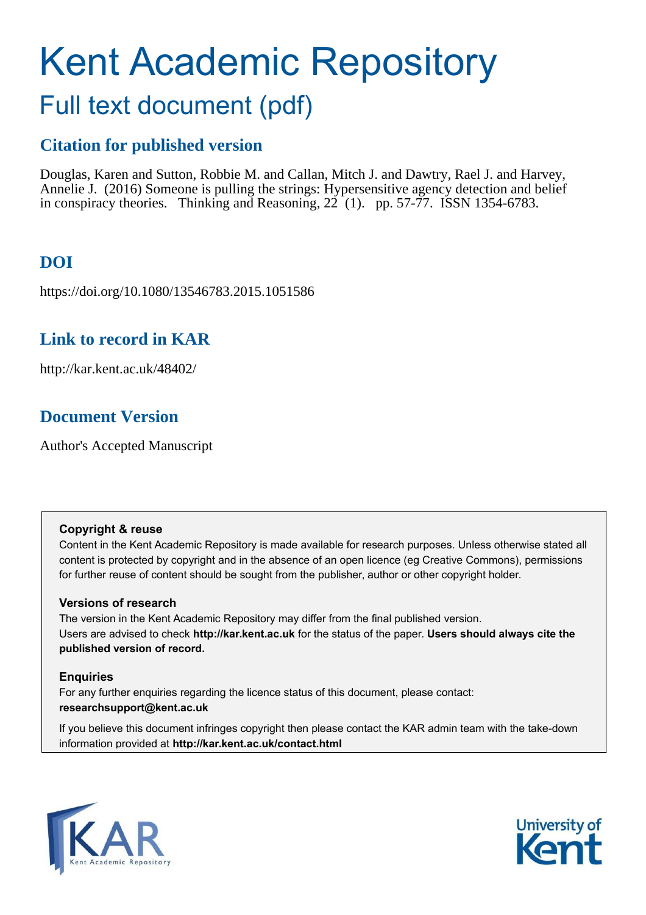# Kent Academic Repository

## Full text document (pdf)

### Citation for published version

Douglas, Karen and Sutton, Robbie M. and Callan, Mitch J. and Dawtry, Rael J. and Harvey, Annelie J. (2016) Someone is pulling the strings: Hypersensitive agency detection and belief in conspiracy theories. Thinking and Reasoning, 22 (1). pp. 57-77. ISSN 1354-6783.

### DOI

https://doi.org/10.1080/13546783.2015.1051586

### Link to record in KAR

http://kar.kent.ac.uk/48402/

### Document Version

Author's Accepted Manuscript

**Copyright & reuse**

Content in the Kent Academic Repository is made available for research purposes. Unless otherwise stated all content is protected by copyright and in the absence of an open licence (eg Creative Commons), permissions for further reuse of content should be sought from the publisher, author or other copyright holder.

**Versions of research**

The version in the Kent Academic Repository may differ from the final published version.
Users are advised to check **http://kar.kent.ac.uk** for the status of the paper. **Users should always cite the published version of record.**

**Enquiries**

For any further enquiries regarding the licence status of this document, please contact:
**researchsupport@kent.ac.uk**

If you believe this document infringes copyright then please contact the KAR admin team with the take-down information provided at **http://kar.kent.ac.uk/contact.html**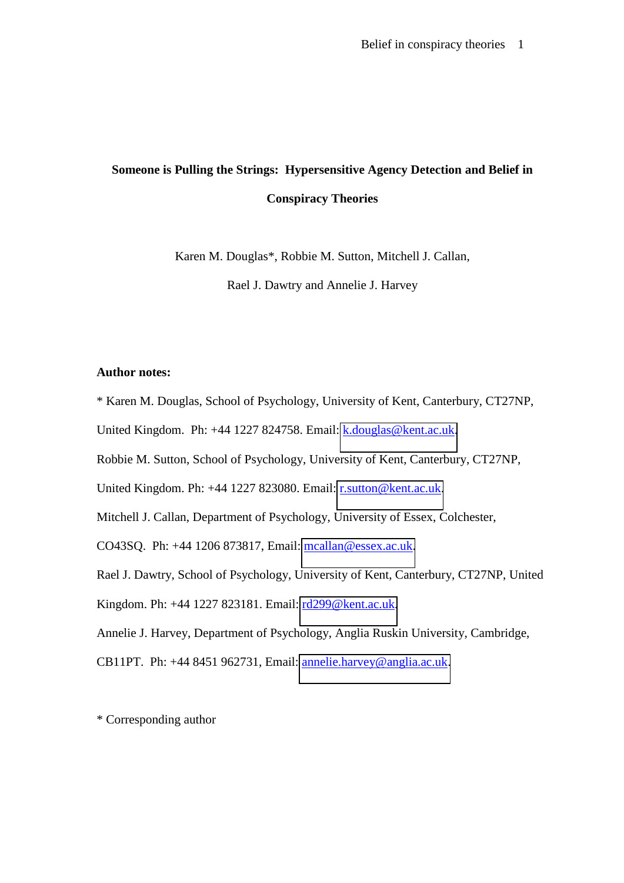**Someone is Pulling the Strings: Hypersensitive Agency Detection and Belief in Conspiracy Theories**

Karen M. Douglas*, Robbie M. Sutton, Mitchell J. Callan,

Rael J. Dawtry and Annelie J. Harvey

**Author notes:**

* Karen M. Douglas, School of Psychology, University of Kent, Canterbury, CT27NP, United Kingdom. Ph: +44 1227 824758. Email: k.douglas@kent.ac.uk.

Robbie M. Sutton, School of Psychology, University of Kent, Canterbury, CT27NP, United Kingdom. Ph: +44 1227 823080. Email: r.sutton@kent.ac.uk.

Mitchell J. Callan, Department of Psychology, University of Essex, Colchester, CO43SQ. Ph: +44 1206 873817, Email: mcallan@essex.ac.uk.

Rael J. Dawtry, School of Psychology, University of Kent, Canterbury, CT27NP, United Kingdom. Ph: +44 1227 823181. Email: rd299@kent.ac.uk.

Annelie J. Harvey, Department of Psychology, Anglia Ruskin University, Cambridge, CB11PT. Ph: +44 8451 962731, Email: annelie.harvey@anglia.ac.uk.

* Corresponding author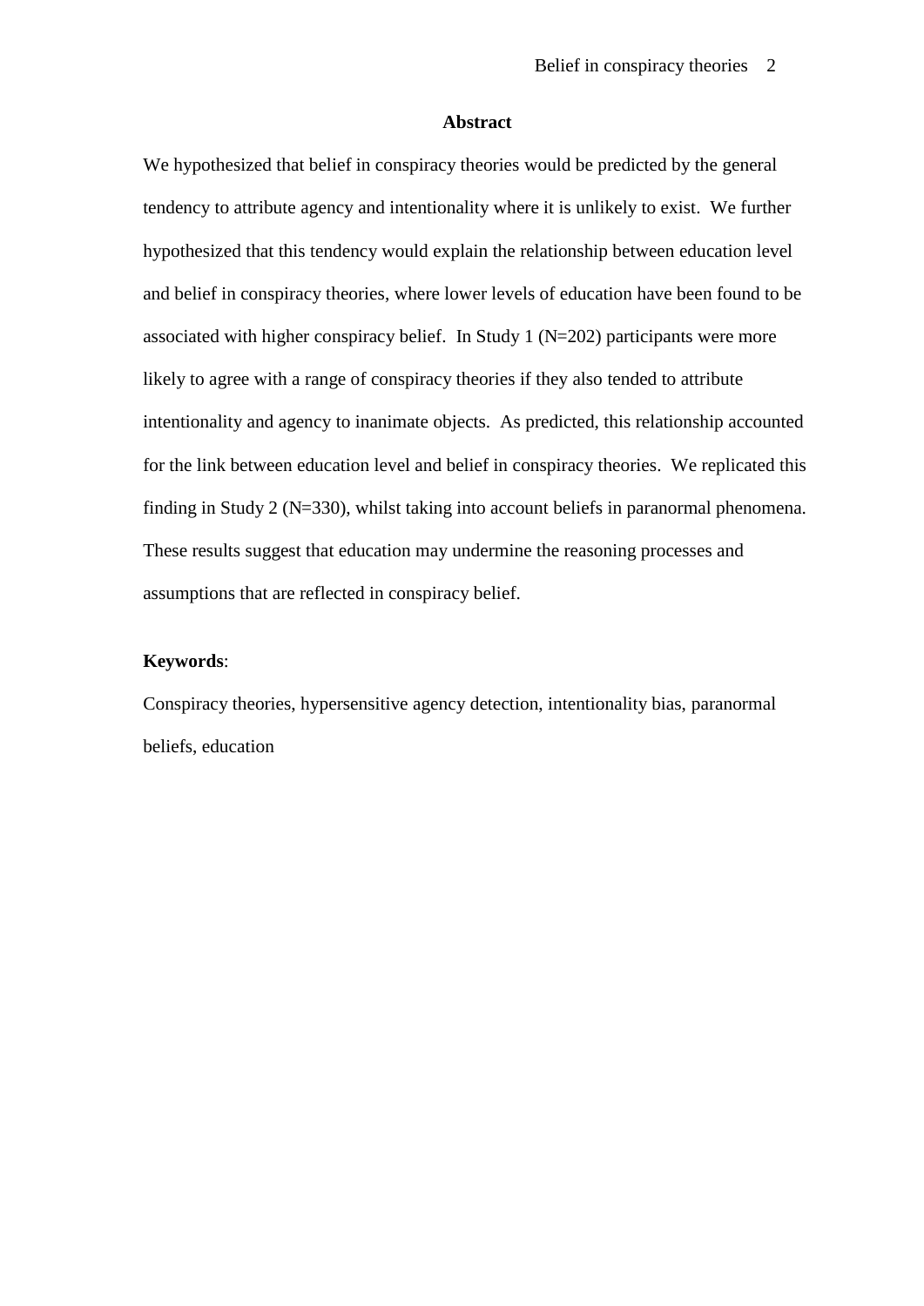## Abstract

We hypothesized that belief in conspiracy theories would be predicted by the general tendency to attribute agency and intentionality where it is unlikely to exist. We further hypothesized that this tendency would explain the relationship between education level and belief in conspiracy theories, where lower levels of education have been found to be associated with higher conspiracy belief. In Study 1 (N=202) participants were more likely to agree with a range of conspiracy theories if they also tended to attribute intentionality and agency to inanimate objects. As predicted, this relationship accounted for the link between education level and belief in conspiracy theories. We replicated this finding in Study 2 (N=330), whilst taking into account beliefs in paranormal phenomena. These results suggest that education may undermine the reasoning processes and assumptions that are reflected in conspiracy belief.

**Keywords**:

Conspiracy theories, hypersensitive agency detection, intentionality bias, paranormal beliefs, education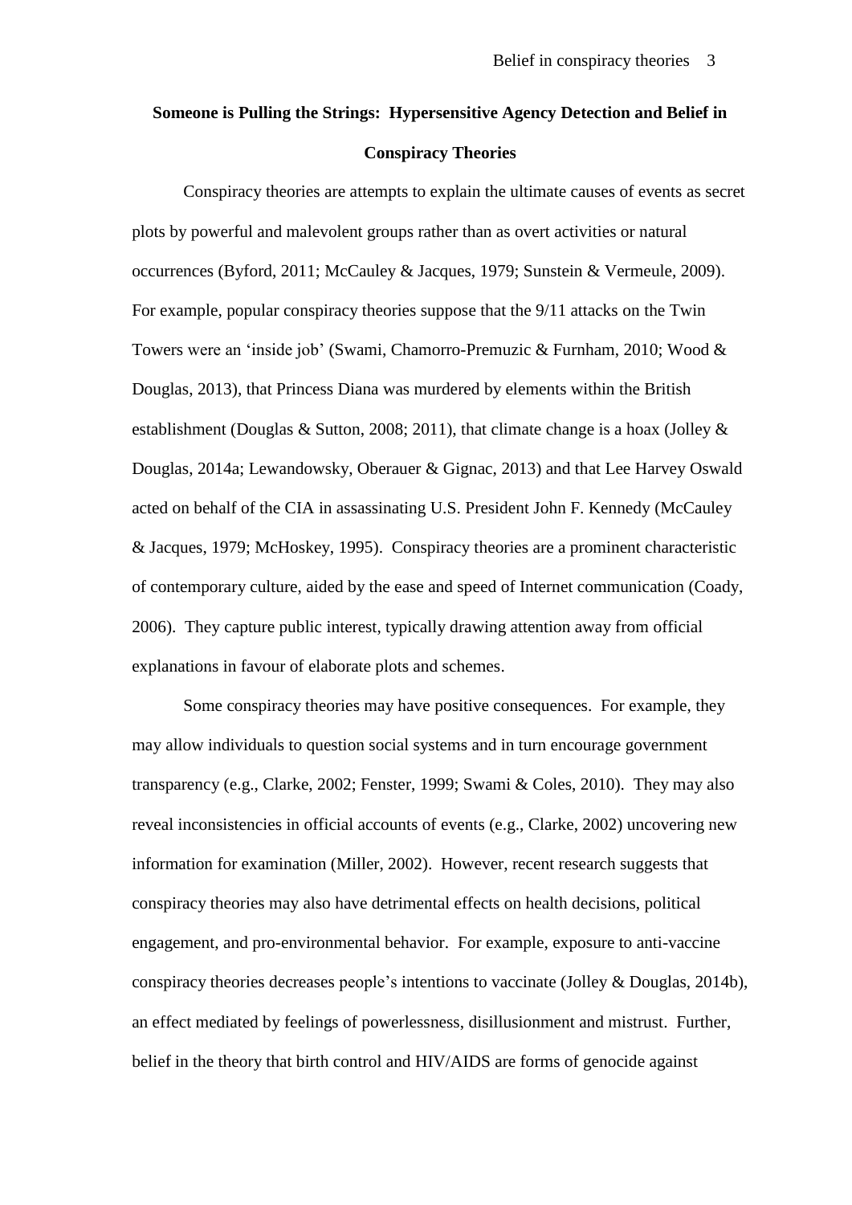# Someone is Pulling the Strings: Hypersensitive Agency Detection and Belief in Conspiracy Theories

Conspiracy theories are attempts to explain the ultimate causes of events as secret plots by powerful and malevolent groups rather than as overt activities or natural occurrences (Byford, 2011; McCauley & Jacques, 1979; Sunstein & Vermeule, 2009). For example, popular conspiracy theories suppose that the 9/11 attacks on the Twin Towers were an 'inside job' (Swami, Chamorro-Premuzic & Furnham, 2010; Wood & Douglas, 2013), that Princess Diana was murdered by elements within the British establishment (Douglas & Sutton, 2008; 2011), that climate change is a hoax (Jolley & Douglas, 2014a; Lewandowsky, Oberauer & Gignac, 2013) and that Lee Harvey Oswald acted on behalf of the CIA in assassinating U.S. President John F. Kennedy (McCauley & Jacques, 1979; McHoskey, 1995). Conspiracy theories are a prominent characteristic of contemporary culture, aided by the ease and speed of Internet communication (Coady, 2006). They capture public interest, typically drawing attention away from official explanations in favour of elaborate plots and schemes.

Some conspiracy theories may have positive consequences. For example, they may allow individuals to question social systems and in turn encourage government transparency (e.g., Clarke, 2002; Fenster, 1999; Swami & Coles, 2010). They may also reveal inconsistencies in official accounts of events (e.g., Clarke, 2002) uncovering new information for examination (Miller, 2002). However, recent research suggests that conspiracy theories may also have detrimental effects on health decisions, political engagement, and pro-environmental behavior. For example, exposure to anti-vaccine conspiracy theories decreases people's intentions to vaccinate (Jolley & Douglas, 2014b), an effect mediated by feelings of powerlessness, disillusionment and mistrust. Further, belief in the theory that birth control and HIV/AIDS are forms of genocide against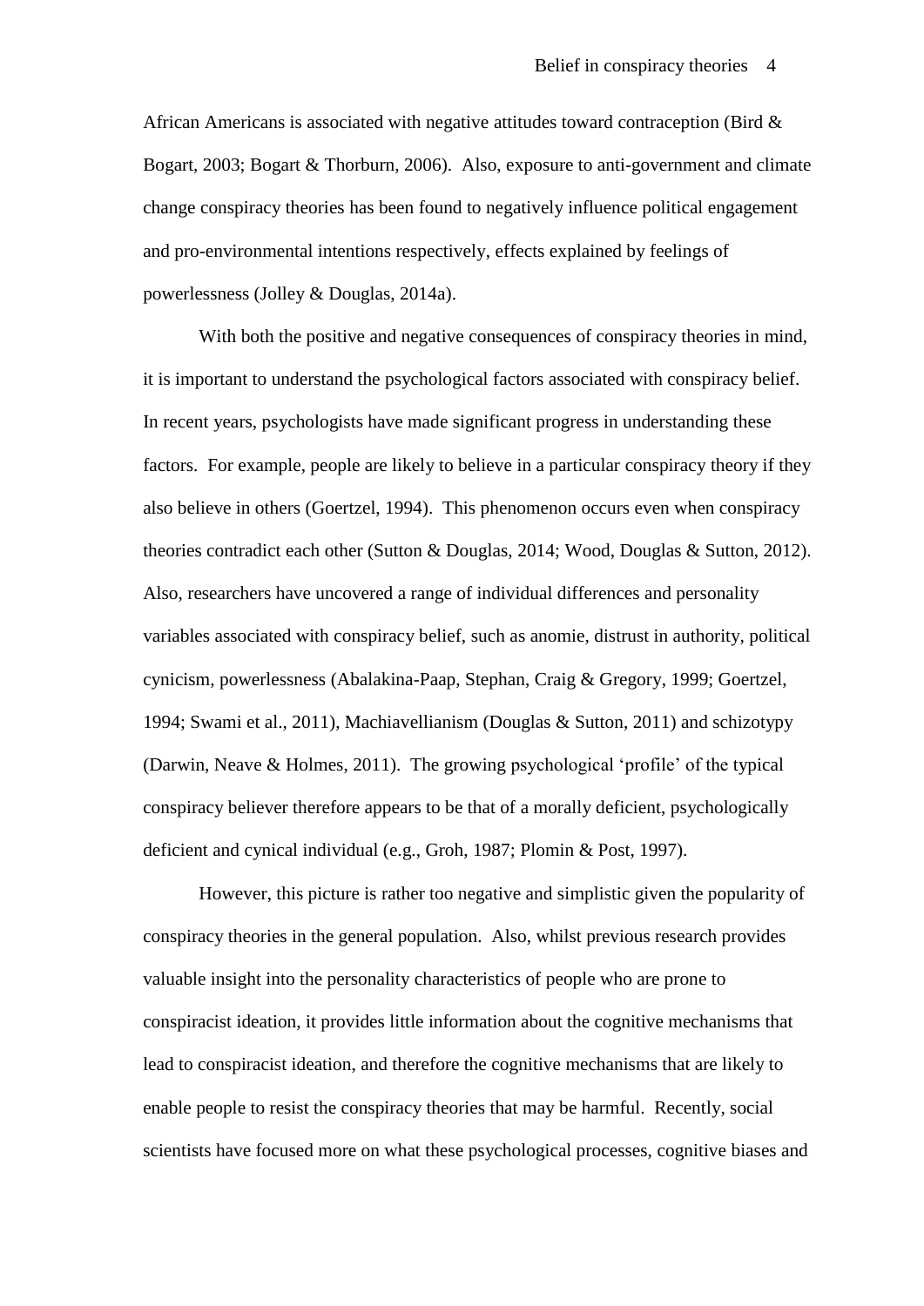African Americans is associated with negative attitudes toward contraception (Bird & Bogart, 2003; Bogart & Thorburn, 2006). Also, exposure to anti-government and climate change conspiracy theories has been found to negatively influence political engagement and pro-environmental intentions respectively, effects explained by feelings of powerlessness (Jolley & Douglas, 2014a).

With both the positive and negative consequences of conspiracy theories in mind, it is important to understand the psychological factors associated with conspiracy belief. In recent years, psychologists have made significant progress in understanding these factors. For example, people are likely to believe in a particular conspiracy theory if they also believe in others (Goertzel, 1994). This phenomenon occurs even when conspiracy theories contradict each other (Sutton & Douglas, 2014; Wood, Douglas & Sutton, 2012). Also, researchers have uncovered a range of individual differences and personality variables associated with conspiracy belief, such as anomie, distrust in authority, political cynicism, powerlessness (Abalakina-Paap, Stephan, Craig & Gregory, 1999; Goertzel, 1994; Swami et al., 2011), Machiavellianism (Douglas & Sutton, 2011) and schizotypy (Darwin, Neave & Holmes, 2011). The growing psychological 'profile' of the typical conspiracy believer therefore appears to be that of a morally deficient, psychologically deficient and cynical individual (e.g., Groh, 1987; Plomin & Post, 1997).

However, this picture is rather too negative and simplistic given the popularity of conspiracy theories in the general population. Also, whilst previous research provides valuable insight into the personality characteristics of people who are prone to conspiracist ideation, it provides little information about the cognitive mechanisms that lead to conspiracist ideation, and therefore the cognitive mechanisms that are likely to enable people to resist the conspiracy theories that may be harmful. Recently, social scientists have focused more on what these psychological processes, cognitive biases and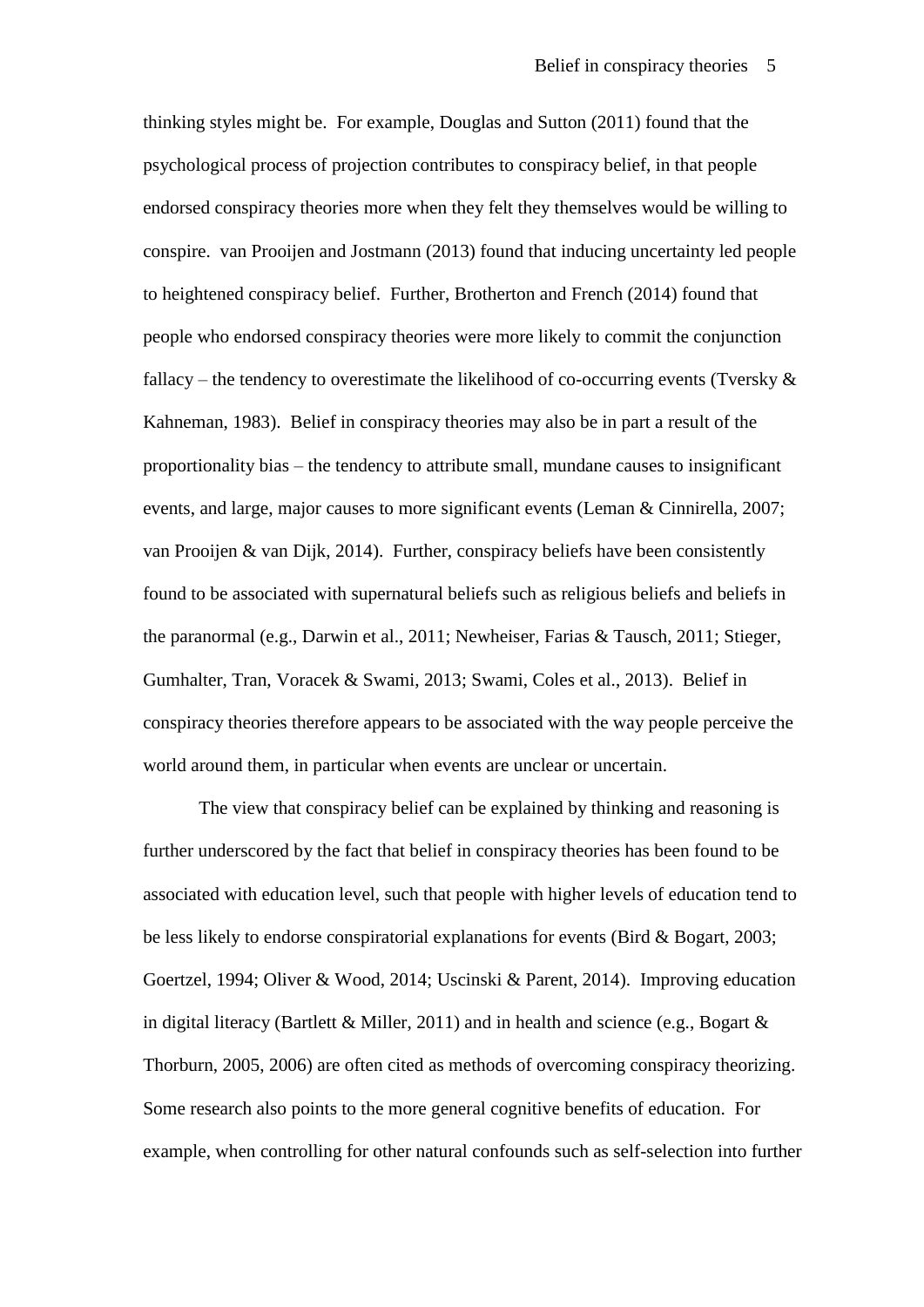thinking styles might be. For example, Douglas and Sutton (2011) found that the psychological process of projection contributes to conspiracy belief, in that people endorsed conspiracy theories more when they felt they themselves would be willing to conspire. van Prooijen and Jostmann (2013) found that inducing uncertainty led people to heightened conspiracy belief. Further, Brotherton and French (2014) found that people who endorsed conspiracy theories were more likely to commit the conjunction fallacy – the tendency to overestimate the likelihood of co-occurring events (Tversky & Kahneman, 1983). Belief in conspiracy theories may also be in part a result of the proportionality bias – the tendency to attribute small, mundane causes to insignificant events, and large, major causes to more significant events (Leman & Cinnirella, 2007; van Prooijen & van Dijk, 2014). Further, conspiracy beliefs have been consistently found to be associated with supernatural beliefs such as religious beliefs and beliefs in the paranormal (e.g., Darwin et al., 2011; Newheiser, Farias & Tausch, 2011; Stieger, Gumhalter, Tran, Voracek & Swami, 2013; Swami, Coles et al., 2013). Belief in conspiracy theories therefore appears to be associated with the way people perceive the world around them, in particular when events are unclear or uncertain.

The view that conspiracy belief can be explained by thinking and reasoning is further underscored by the fact that belief in conspiracy theories has been found to be associated with education level, such that people with higher levels of education tend to be less likely to endorse conspiratorial explanations for events (Bird & Bogart, 2003; Goertzel, 1994; Oliver & Wood, 2014; Uscinski & Parent, 2014). Improving education in digital literacy (Bartlett & Miller, 2011) and in health and science (e.g., Bogart & Thorburn, 2005, 2006) are often cited as methods of overcoming conspiracy theorizing. Some research also points to the more general cognitive benefits of education. For example, when controlling for other natural confounds such as self-selection into further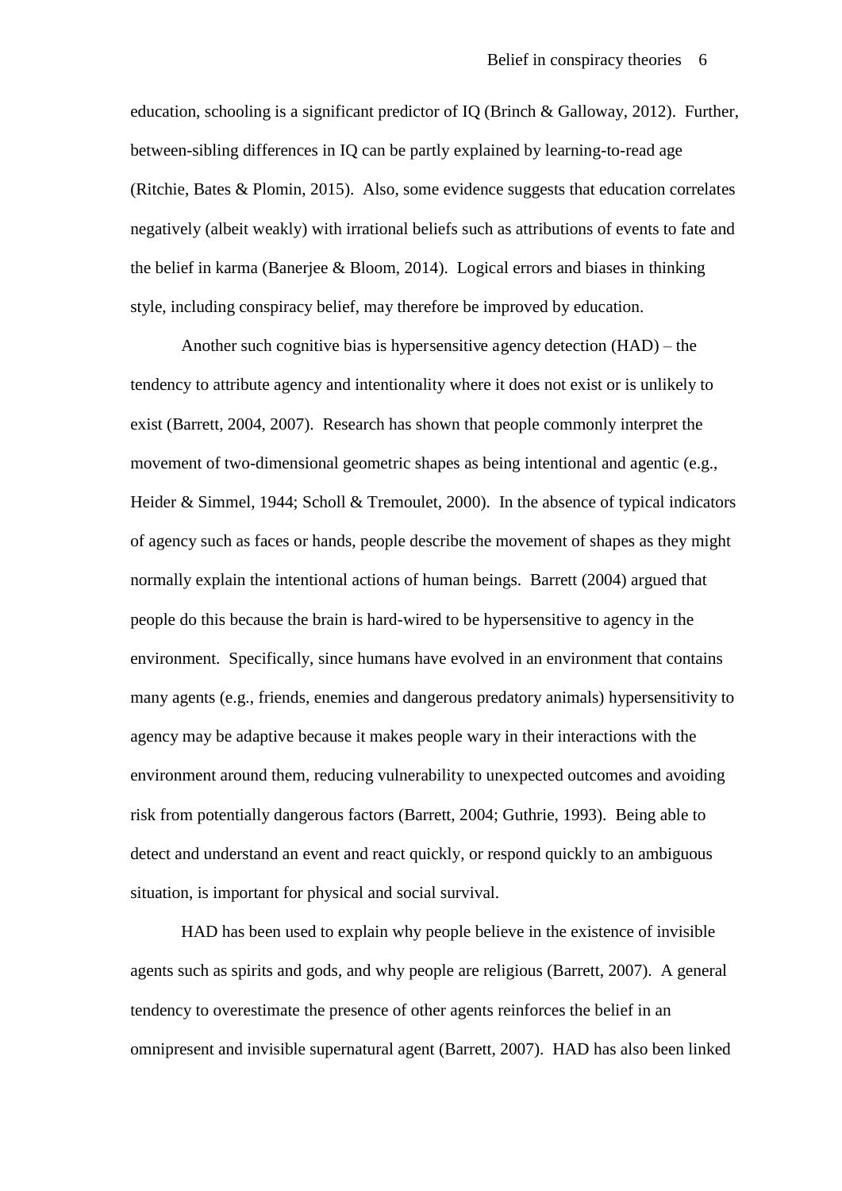education, schooling is a significant predictor of IQ (Brinch & Galloway, 2012). Further, between-sibling differences in IQ can be partly explained by learning-to-read age (Ritchie, Bates & Plomin, 2015). Also, some evidence suggests that education correlates negatively (albeit weakly) with irrational beliefs such as attributions of events to fate and the belief in karma (Banerjee & Bloom, 2014). Logical errors and biases in thinking style, including conspiracy belief, may therefore be improved by education.

Another such cognitive bias is hypersensitive agency detection (HAD) – the tendency to attribute agency and intentionality where it does not exist or is unlikely to exist (Barrett, 2004, 2007). Research has shown that people commonly interpret the movement of two-dimensional geometric shapes as being intentional and agentic (e.g., Heider & Simmel, 1944; Scholl & Tremoulet, 2000). In the absence of typical indicators of agency such as faces or hands, people describe the movement of shapes as they might normally explain the intentional actions of human beings. Barrett (2004) argued that people do this because the brain is hard-wired to be hypersensitive to agency in the environment. Specifically, since humans have evolved in an environment that contains many agents (e.g., friends, enemies and dangerous predatory animals) hypersensitivity to agency may be adaptive because it makes people wary in their interactions with the environment around them, reducing vulnerability to unexpected outcomes and avoiding risk from potentially dangerous factors (Barrett, 2004; Guthrie, 1993). Being able to detect and understand an event and react quickly, or respond quickly to an ambiguous situation, is important for physical and social survival.

HAD has been used to explain why people believe in the existence of invisible agents such as spirits and gods, and why people are religious (Barrett, 2007). A general tendency to overestimate the presence of other agents reinforces the belief in an omnipresent and invisible supernatural agent (Barrett, 2007). HAD has also been linked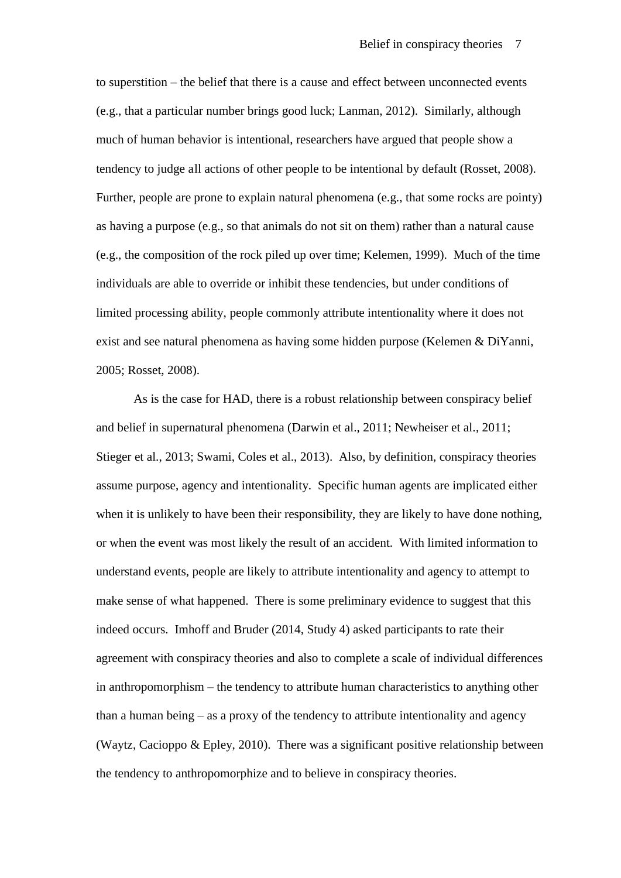to superstition – the belief that there is a cause and effect between unconnected events (e.g., that a particular number brings good luck; Lanman, 2012). Similarly, although much of human behavior is intentional, researchers have argued that people show a tendency to judge all actions of other people to be intentional by default (Rosset, 2008). Further, people are prone to explain natural phenomena (e.g., that some rocks are pointy) as having a purpose (e.g., so that animals do not sit on them) rather than a natural cause (e.g., the composition of the rock piled up over time; Kelemen, 1999). Much of the time individuals are able to override or inhibit these tendencies, but under conditions of limited processing ability, people commonly attribute intentionality where it does not exist and see natural phenomena as having some hidden purpose (Kelemen & DiYanni, 2005; Rosset, 2008).

As is the case for HAD, there is a robust relationship between conspiracy belief and belief in supernatural phenomena (Darwin et al., 2011; Newheiser et al., 2011; Stieger et al., 2013; Swami, Coles et al., 2013). Also, by definition, conspiracy theories assume purpose, agency and intentionality. Specific human agents are implicated either when it is unlikely to have been their responsibility, they are likely to have done nothing, or when the event was most likely the result of an accident. With limited information to understand events, people are likely to attribute intentionality and agency to attempt to make sense of what happened. There is some preliminary evidence to suggest that this indeed occurs. Imhoff and Bruder (2014, Study 4) asked participants to rate their agreement with conspiracy theories and also to complete a scale of individual differences in anthropomorphism – the tendency to attribute human characteristics to anything other than a human being – as a proxy of the tendency to attribute intentionality and agency (Waytz, Cacioppo & Epley, 2010). There was a significant positive relationship between the tendency to anthropomorphize and to believe in conspiracy theories.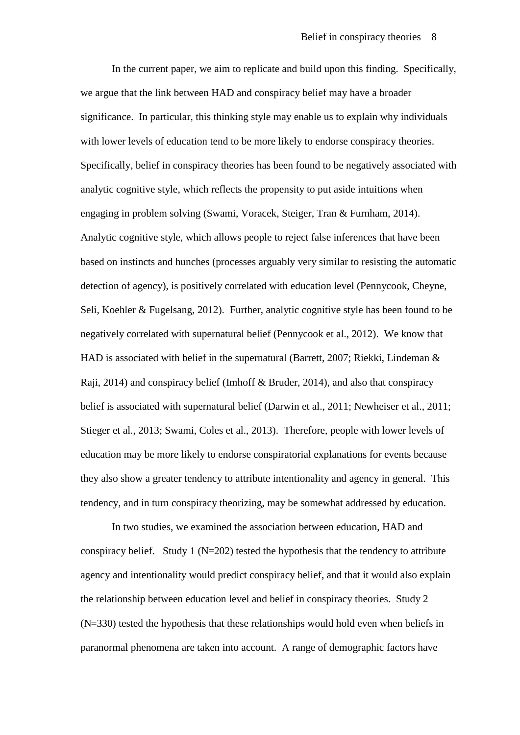In the current paper, we aim to replicate and build upon this finding. Specifically, we argue that the link between HAD and conspiracy belief may have a broader significance. In particular, this thinking style may enable us to explain why individuals with lower levels of education tend to be more likely to endorse conspiracy theories. Specifically, belief in conspiracy theories has been found to be negatively associated with analytic cognitive style, which reflects the propensity to put aside intuitions when engaging in problem solving (Swami, Voracek, Steiger, Tran & Furnham, 2014). Analytic cognitive style, which allows people to reject false inferences that have been based on instincts and hunches (processes arguably very similar to resisting the automatic detection of agency), is positively correlated with education level (Pennycook, Cheyne, Seli, Koehler & Fugelsang, 2012). Further, analytic cognitive style has been found to be negatively correlated with supernatural belief (Pennycook et al., 2012). We know that HAD is associated with belief in the supernatural (Barrett, 2007; Riekki, Lindeman & Raji, 2014) and conspiracy belief (Imhoff & Bruder, 2014), and also that conspiracy belief is associated with supernatural belief (Darwin et al., 2011; Newheiser et al., 2011; Stieger et al., 2013; Swami, Coles et al., 2013). Therefore, people with lower levels of education may be more likely to endorse conspiratorial explanations for events because they also show a greater tendency to attribute intentionality and agency in general. This tendency, and in turn conspiracy theorizing, may be somewhat addressed by education.

In two studies, we examined the association between education, HAD and conspiracy belief. Study 1 (N=202) tested the hypothesis that the tendency to attribute agency and intentionality would predict conspiracy belief, and that it would also explain the relationship between education level and belief in conspiracy theories. Study 2 (N=330) tested the hypothesis that these relationships would hold even when beliefs in paranormal phenomena are taken into account. A range of demographic factors have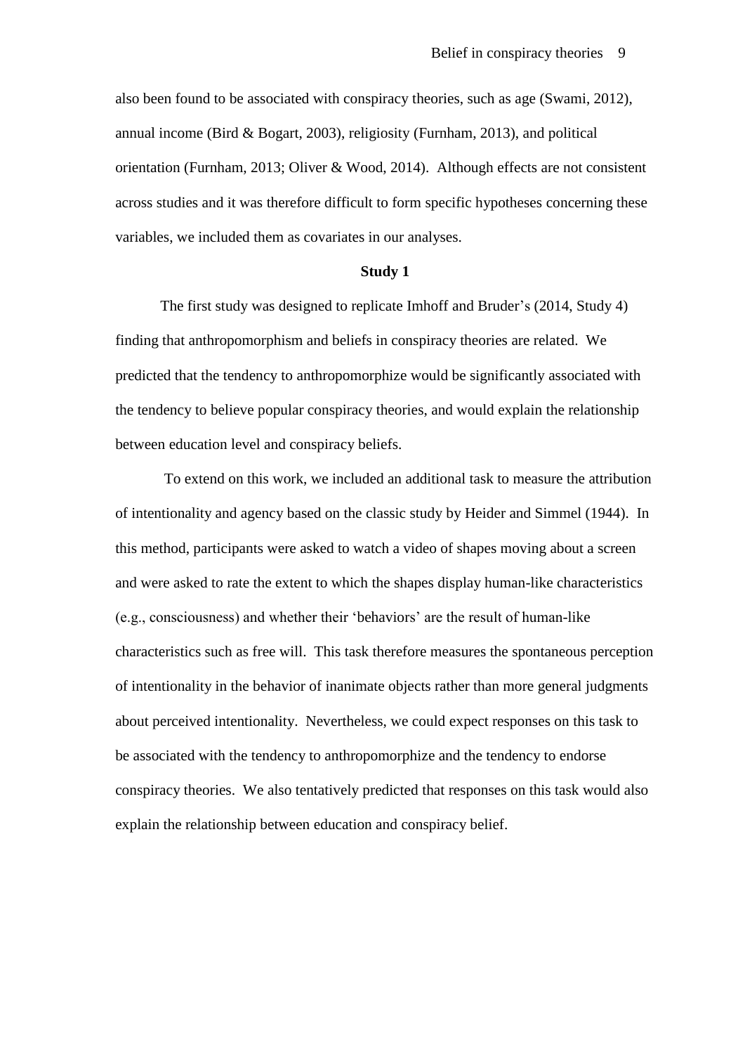also been found to be associated with conspiracy theories, such as age (Swami, 2012), annual income (Bird & Bogart, 2003), religiosity (Furnham, 2013), and political orientation (Furnham, 2013; Oliver & Wood, 2014). Although effects are not consistent across studies and it was therefore difficult to form specific hypotheses concerning these variables, we included them as covariates in our analyses.

## Study 1

The first study was designed to replicate Imhoff and Bruder's (2014, Study 4) finding that anthropomorphism and beliefs in conspiracy theories are related. We predicted that the tendency to anthropomorphize would be significantly associated with the tendency to believe popular conspiracy theories, and would explain the relationship between education level and conspiracy beliefs.

To extend on this work, we included an additional task to measure the attribution of intentionality and agency based on the classic study by Heider and Simmel (1944). In this method, participants were asked to watch a video of shapes moving about a screen and were asked to rate the extent to which the shapes display human-like characteristics (e.g., consciousness) and whether their 'behaviors' are the result of human-like characteristics such as free will. This task therefore measures the spontaneous perception of intentionality in the behavior of inanimate objects rather than more general judgments about perceived intentionality. Nevertheless, we could expect responses on this task to be associated with the tendency to anthropomorphize and the tendency to endorse conspiracy theories. We also tentatively predicted that responses on this task would also explain the relationship between education and conspiracy belief.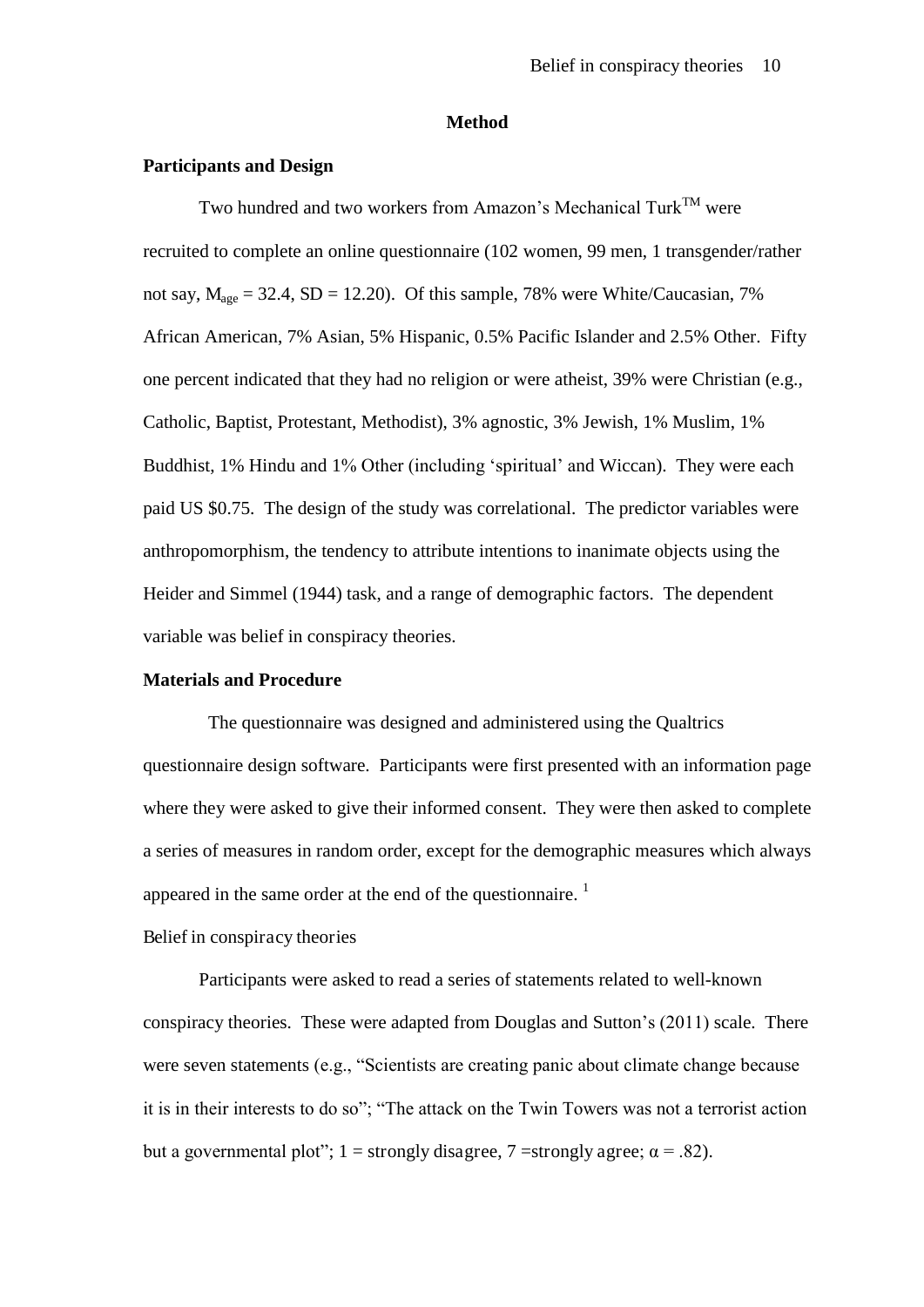## Method

### Participants and Design

Two hundred and two workers from Amazon's Mechanical Turk™ were recruited to complete an online questionnaire (102 women, 99 men, 1 transgender/rather not say, $M_{age}$ = 32.4, SD = 12.20). Of this sample, 78% were White/Caucasian, 7% African American, 7% Asian, 5% Hispanic, 0.5% Pacific Islander and 2.5% Other. Fifty one percent indicated that they had no religion or were atheist, 39% were Christian (e.g., Catholic, Baptist, Protestant, Methodist), 3% agnostic, 3% Jewish, 1% Muslim, 1% Buddhist, 1% Hindu and 1% Other (including 'spiritual' and Wiccan). They were each paid US $0.75. The design of the study was correlational. The predictor variables were anthropomorphism, the tendency to attribute intentions to inanimate objects using the Heider and Simmel (1944) task, and a range of demographic factors. The dependent variable was belief in conspiracy theories.

### Materials and Procedure

The questionnaire was designed and administered using the Qualtrics questionnaire design software. Participants were first presented with an information page where they were asked to give their informed consent. They were then asked to complete a series of measures in random order, except for the demographic measures which always appeared in the same order at the end of the questionnaire. [1]

Belief in conspiracy theories

Participants were asked to read a series of statements related to well-known conspiracy theories. These were adapted from Douglas and Sutton's (2011) scale. There were seven statements (e.g., "Scientists are creating panic about climate change because it is in their interests to do so"; "The attack on the Twin Towers was not a terrorist action but a governmental plot"; 1 = strongly disagree, 7 =strongly agree; $\alpha$ = .82).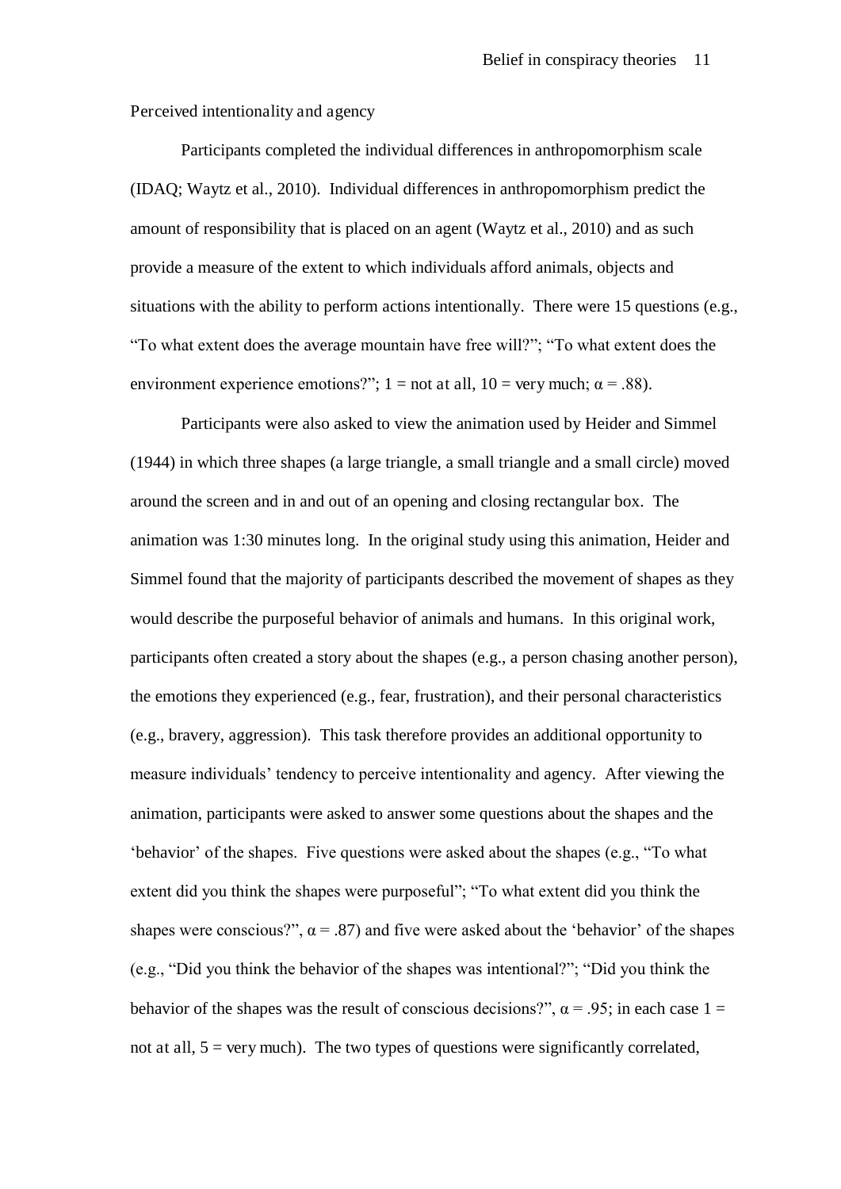Perceived intentionality and agency

Participants completed the individual differences in anthropomorphism scale (IDAQ; Waytz et al., 2010). Individual differences in anthropomorphism predict the amount of responsibility that is placed on an agent (Waytz et al., 2010) and as such provide a measure of the extent to which individuals afford animals, objects and situations with the ability to perform actions intentionally. There were 15 questions (e.g., "To what extent does the average mountain have free will?"; "To what extent does the environment experience emotions?"; 1 = not at all, 10 = very much; $\alpha = .88$).

Participants were also asked to view the animation used by Heider and Simmel (1944) in which three shapes (a large triangle, a small triangle and a small circle) moved around the screen and in and out of an opening and closing rectangular box. The animation was 1:30 minutes long. In the original study using this animation, Heider and Simmel found that the majority of participants described the movement of shapes as they would describe the purposeful behavior of animals and humans. In this original work, participants often created a story about the shapes (e.g., a person chasing another person), the emotions they experienced (e.g., fear, frustration), and their personal characteristics (e.g., bravery, aggression). This task therefore provides an additional opportunity to measure individuals' tendency to perceive intentionality and agency. After viewing the animation, participants were asked to answer some questions about the shapes and the 'behavior' of the shapes. Five questions were asked about the shapes (e.g., "To what extent did you think the shapes were purposeful"; "To what extent did you think the shapes were conscious?", $\alpha = .87$) and five were asked about the 'behavior' of the shapes (e.g., "Did you think the behavior of the shapes was intentional?"; "Did you think the behavior of the shapes was the result of conscious decisions?", $\alpha = .95$; in each case 1 = not at all, 5 = very much). The two types of questions were significantly correlated,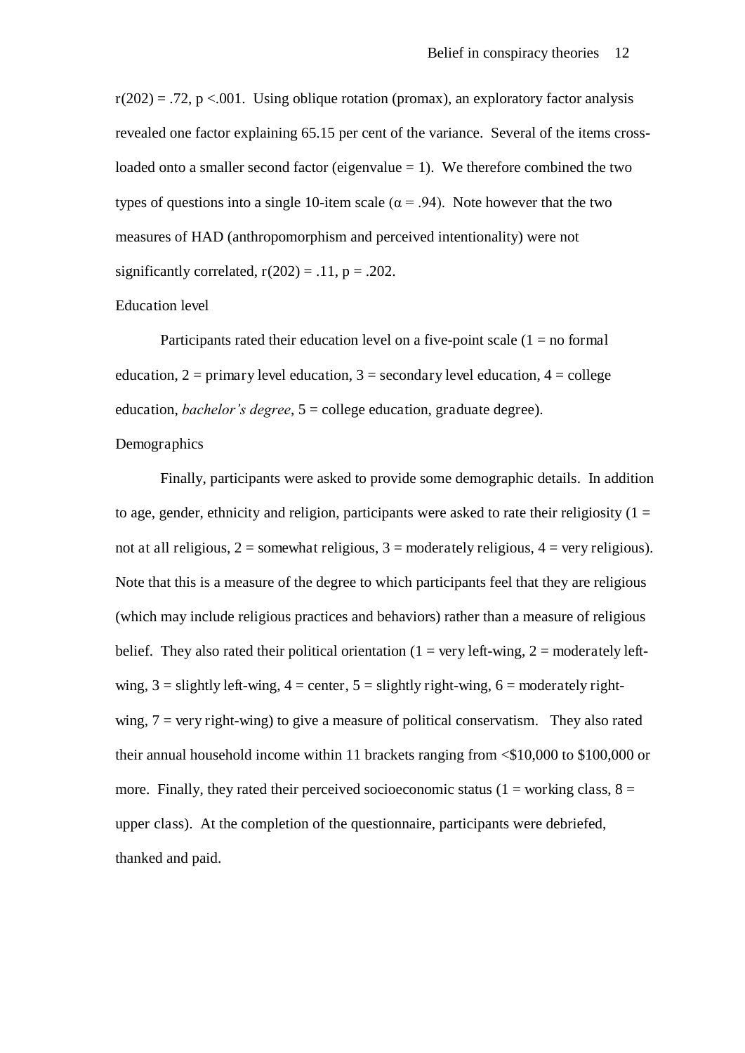$r(202) = .72$, $p < .001$. Using oblique rotation (promax), an exploratory factor analysis revealed one factor explaining 65.15 per cent of the variance. Several of the items cross-loaded onto a smaller second factor (eigenvalue = 1). We therefore combined the two types of questions into a single 10-item scale ($\alpha = .94$). Note however that the two measures of HAD (anthropomorphism and perceived intentionality) were not significantly correlated, $r(202) = .11$, $p = .202$.

Education level

Participants rated their education level on a five-point scale (1 = no formal education, 2 = primary level education, 3 = secondary level education, 4 = college education, *bachelor's degree*, 5 = college education, graduate degree).

Demographics

Finally, participants were asked to provide some demographic details. In addition to age, gender, ethnicity and religion, participants were asked to rate their religiosity (1 = not at all religious, 2 = somewhat religious, 3 = moderately religious, 4 = very religious). Note that this is a measure of the degree to which participants feel that they are religious (which may include religious practices and behaviors) rather than a measure of religious belief. They also rated their political orientation (1 = very left-wing, 2 = moderately left-wing, 3 = slightly left-wing, 4 = center, 5 = slightly right-wing, 6 = moderately right-wing, 7 = very right-wing) to give a measure of political conservatism. They also rated their annual household income within 11 brackets ranging from <$10,000 to $100,000 or more. Finally, they rated their perceived socioeconomic status (1 = working class, 8 = upper class). At the completion of the questionnaire, participants were debriefed, thanked and paid.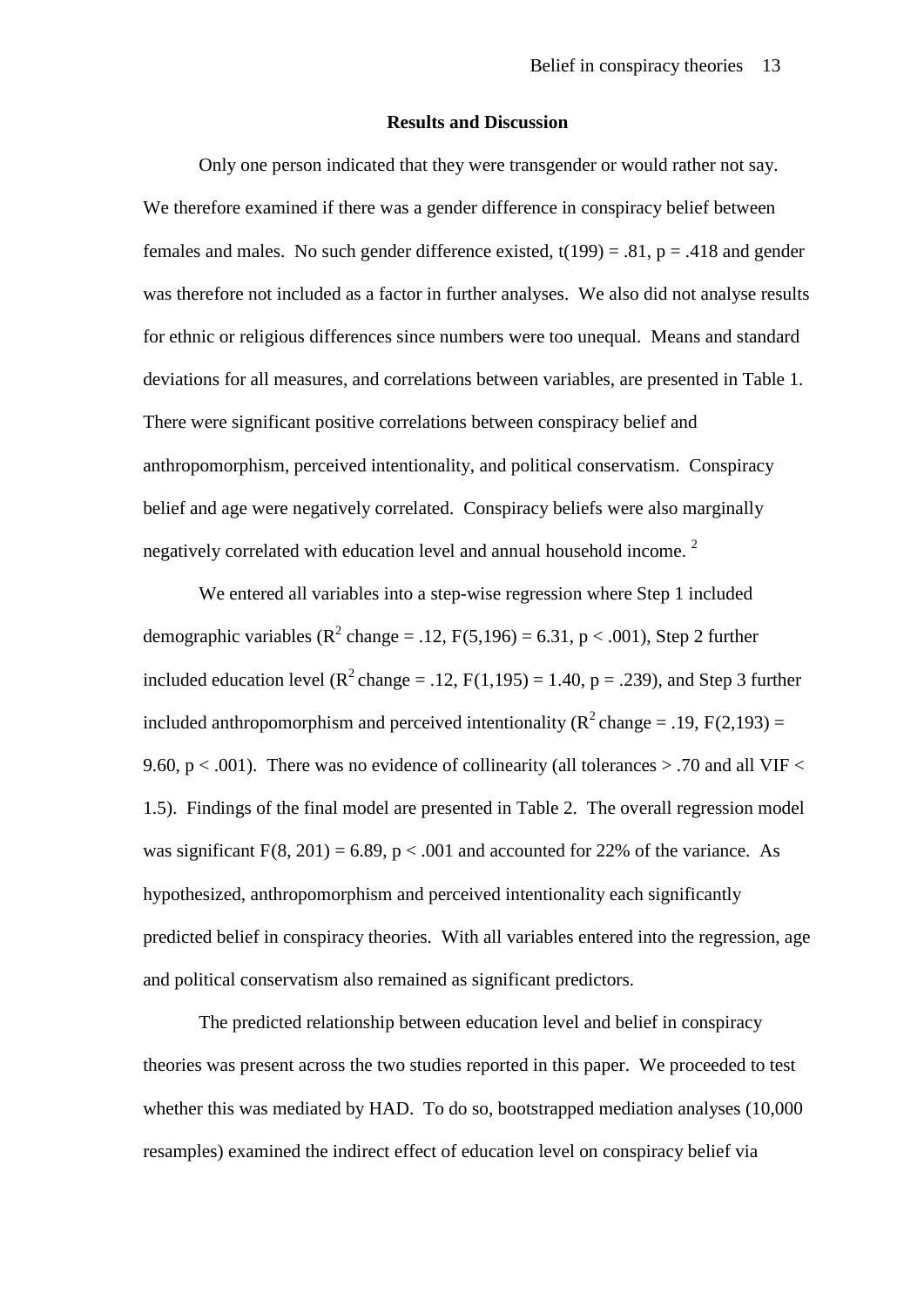**Results and Discussion**

Only one person indicated that they were transgender or would rather not say. We therefore examined if there was a gender difference in conspiracy belief between females and males. No such gender difference existed, $t(199) = .81$, $p = .418$ and gender was therefore not included as a factor in further analyses. We also did not analyse results for ethnic or religious differences since numbers were too unequal. Means and standard deviations for all measures, and correlations between variables, are presented in Table 1. There were significant positive correlations between conspiracy belief and anthropomorphism, perceived intentionality, and political conservatism. Conspiracy belief and age were negatively correlated. Conspiracy beliefs were also marginally negatively correlated with education level and annual household income. [2]

We entered all variables into a step-wise regression where Step 1 included demographic variables ($R^2$ change = .12, $F(5,196) = 6.31$, $p < .001$), Step 2 further included education level ($R^2$ change = .12, $F(1,195) = 1.40$, $p = .239$), and Step 3 further included anthropomorphism and perceived intentionality ($R^2$ change = .19, $F(2,193) = 9.60$, $p < .001$). There was no evidence of collinearity (all tolerances > .70 and all VIF < 1.5). Findings of the final model are presented in Table 2. The overall regression model was significant $F(8, 201) = 6.89$, $p < .001$ and accounted for 22% of the variance. As hypothesized, anthropomorphism and perceived intentionality each significantly predicted belief in conspiracy theories. With all variables entered into the regression, age and political conservatism also remained as significant predictors.

The predicted relationship between education level and belief in conspiracy theories was present across the two studies reported in this paper. We proceeded to test whether this was mediated by HAD. To do so, bootstrapped mediation analyses (10,000 resamples) examined the indirect effect of education level on conspiracy belief via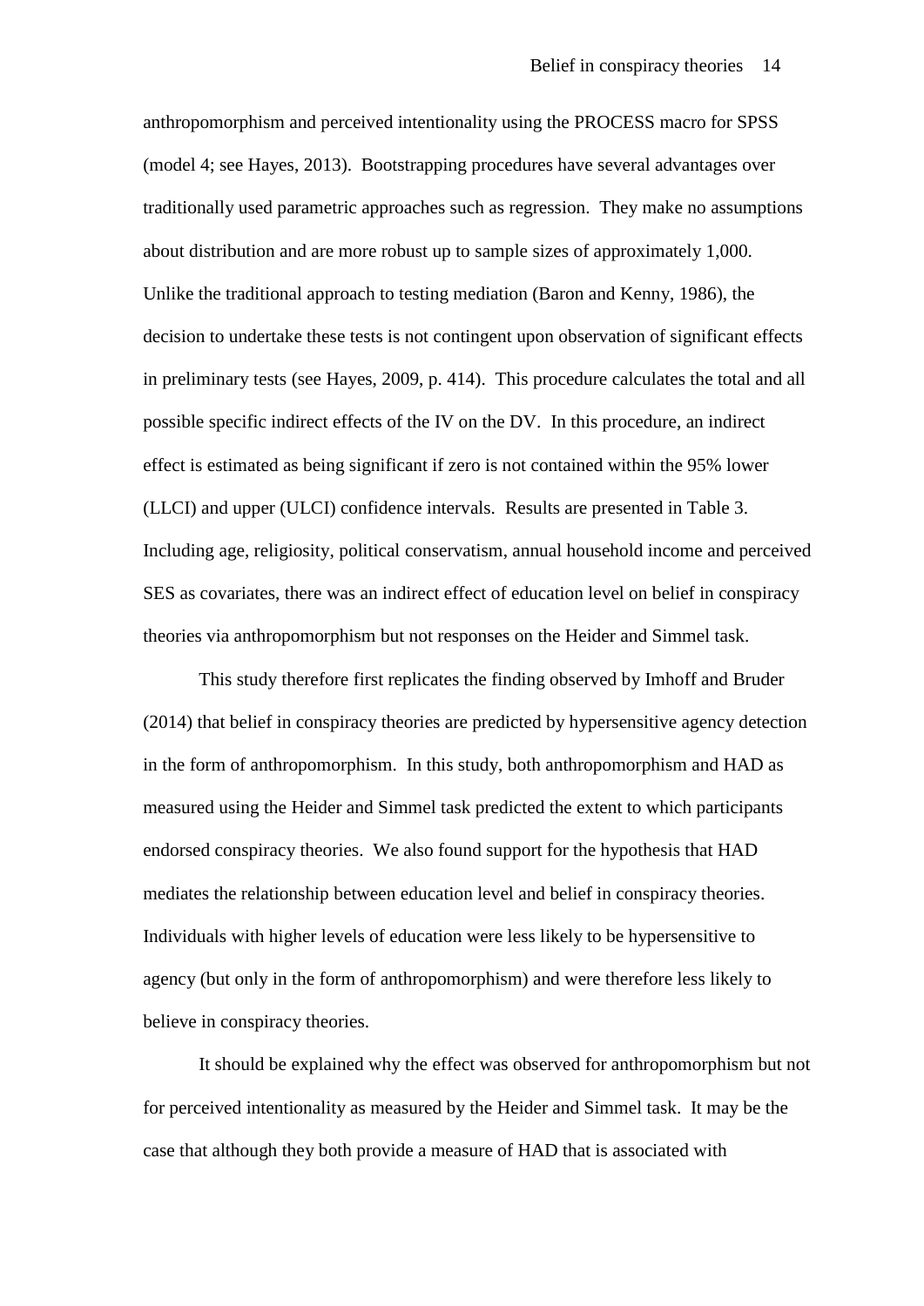anthropomorphism and perceived intentionality using the PROCESS macro for SPSS (model 4; see Hayes, 2013). Bootstrapping procedures have several advantages over traditionally used parametric approaches such as regression. They make no assumptions about distribution and are more robust up to sample sizes of approximately 1,000. Unlike the traditional approach to testing mediation (Baron and Kenny, 1986), the decision to undertake these tests is not contingent upon observation of significant effects in preliminary tests (see Hayes, 2009, p. 414). This procedure calculates the total and all possible specific indirect effects of the IV on the DV. In this procedure, an indirect effect is estimated as being significant if zero is not contained within the 95% lower (LLCI) and upper (ULCI) confidence intervals. Results are presented in Table 3. Including age, religiosity, political conservatism, annual household income and perceived SES as covariates, there was an indirect effect of education level on belief in conspiracy theories via anthropomorphism but not responses on the Heider and Simmel task.

This study therefore first replicates the finding observed by Imhoff and Bruder (2014) that belief in conspiracy theories are predicted by hypersensitive agency detection in the form of anthropomorphism. In this study, both anthropomorphism and HAD as measured using the Heider and Simmel task predicted the extent to which participants endorsed conspiracy theories. We also found support for the hypothesis that HAD mediates the relationship between education level and belief in conspiracy theories. Individuals with higher levels of education were less likely to be hypersensitive to agency (but only in the form of anthropomorphism) and were therefore less likely to believe in conspiracy theories.

It should be explained why the effect was observed for anthropomorphism but not for perceived intentionality as measured by the Heider and Simmel task. It may be the case that although they both provide a measure of HAD that is associated with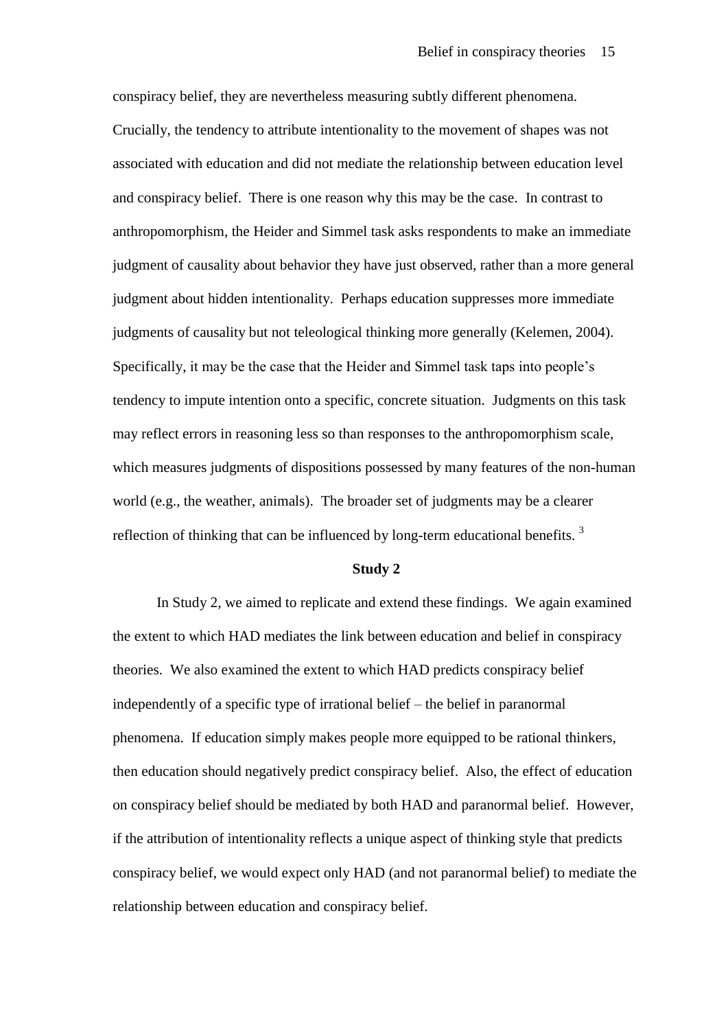conspiracy belief, they are nevertheless measuring subtly different phenomena. Crucially, the tendency to attribute intentionality to the movement of shapes was not associated with education and did not mediate the relationship between education level and conspiracy belief. There is one reason why this may be the case. In contrast to anthropomorphism, the Heider and Simmel task asks respondents to make an immediate judgment of causality about behavior they have just observed, rather than a more general judgment about hidden intentionality. Perhaps education suppresses more immediate judgments of causality but not teleological thinking more generally (Kelemen, 2004). Specifically, it may be the case that the Heider and Simmel task taps into people's tendency to impute intention onto a specific, concrete situation. Judgments on this task may reflect errors in reasoning less so than responses to the anthropomorphism scale, which measures judgments of dispositions possessed by many features of the non-human world (e.g., the weather, animals). The broader set of judgments may be a clearer reflection of thinking that can be influenced by long-term educational benefits. [3]

**Study 2**

In Study 2, we aimed to replicate and extend these findings. We again examined the extent to which HAD mediates the link between education and belief in conspiracy theories. We also examined the extent to which HAD predicts conspiracy belief independently of a specific type of irrational belief – the belief in paranormal phenomena. If education simply makes people more equipped to be rational thinkers, then education should negatively predict conspiracy belief. Also, the effect of education on conspiracy belief should be mediated by both HAD and paranormal belief. However, if the attribution of intentionality reflects a unique aspect of thinking style that predicts conspiracy belief, we would expect only HAD (and not paranormal belief) to mediate the relationship between education and conspiracy belief.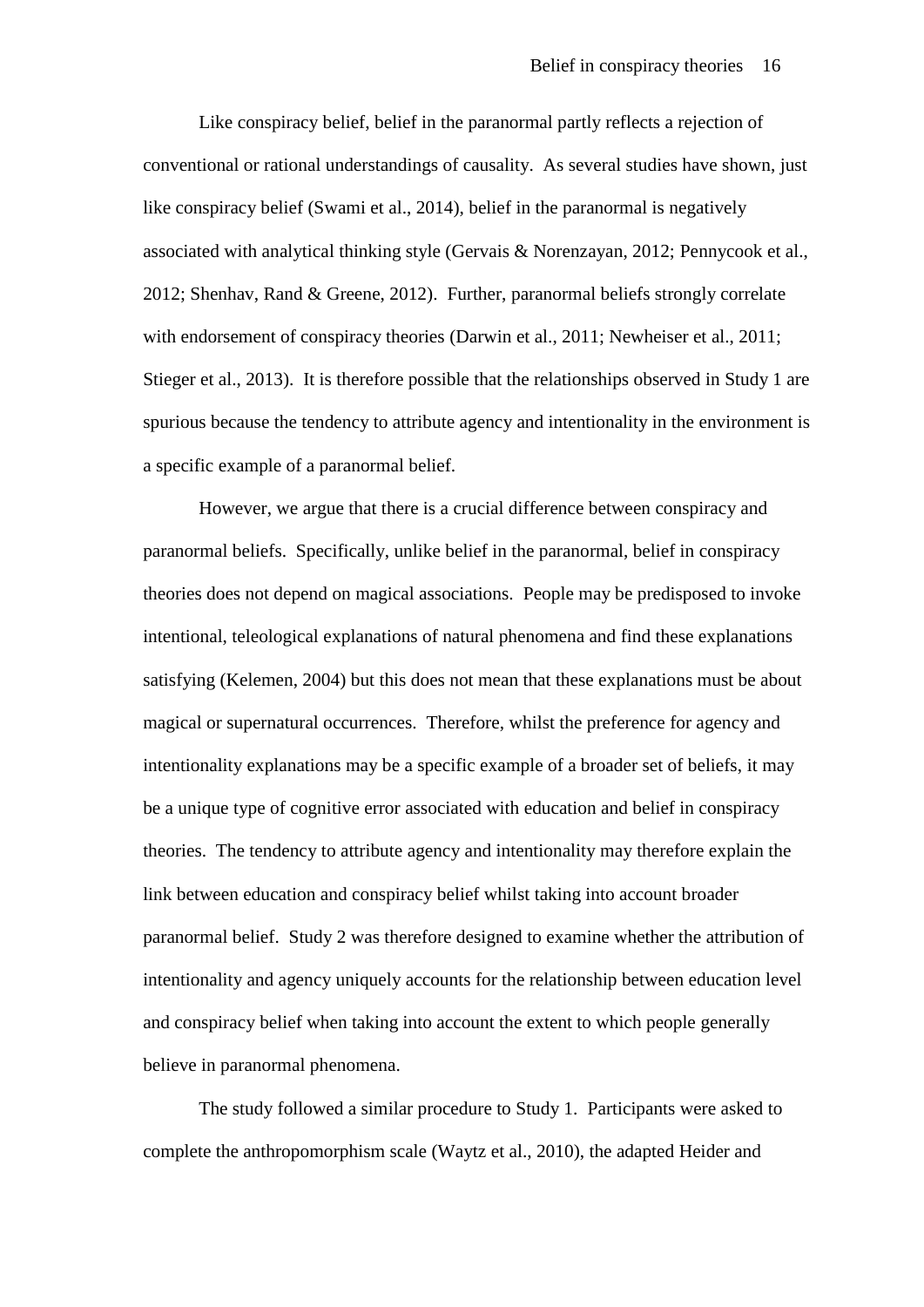Like conspiracy belief, belief in the paranormal partly reflects a rejection of conventional or rational understandings of causality. As several studies have shown, just like conspiracy belief (Swami et al., 2014), belief in the paranormal is negatively associated with analytical thinking style (Gervais & Norenzayan, 2012; Pennycook et al., 2012; Shenhav, Rand & Greene, 2012). Further, paranormal beliefs strongly correlate with endorsement of conspiracy theories (Darwin et al., 2011; Newheiser et al., 2011; Stieger et al., 2013). It is therefore possible that the relationships observed in Study 1 are spurious because the tendency to attribute agency and intentionality in the environment is a specific example of a paranormal belief.

However, we argue that there is a crucial difference between conspiracy and paranormal beliefs. Specifically, unlike belief in the paranormal, belief in conspiracy theories does not depend on magical associations. People may be predisposed to invoke intentional, teleological explanations of natural phenomena and find these explanations satisfying (Kelemen, 2004) but this does not mean that these explanations must be about magical or supernatural occurrences. Therefore, whilst the preference for agency and intentionality explanations may be a specific example of a broader set of beliefs, it may be a unique type of cognitive error associated with education and belief in conspiracy theories. The tendency to attribute agency and intentionality may therefore explain the link between education and conspiracy belief whilst taking into account broader paranormal belief. Study 2 was therefore designed to examine whether the attribution of intentionality and agency uniquely accounts for the relationship between education level and conspiracy belief when taking into account the extent to which people generally believe in paranormal phenomena.

The study followed a similar procedure to Study 1. Participants were asked to complete the anthropomorphism scale (Waytz et al., 2010), the adapted Heider and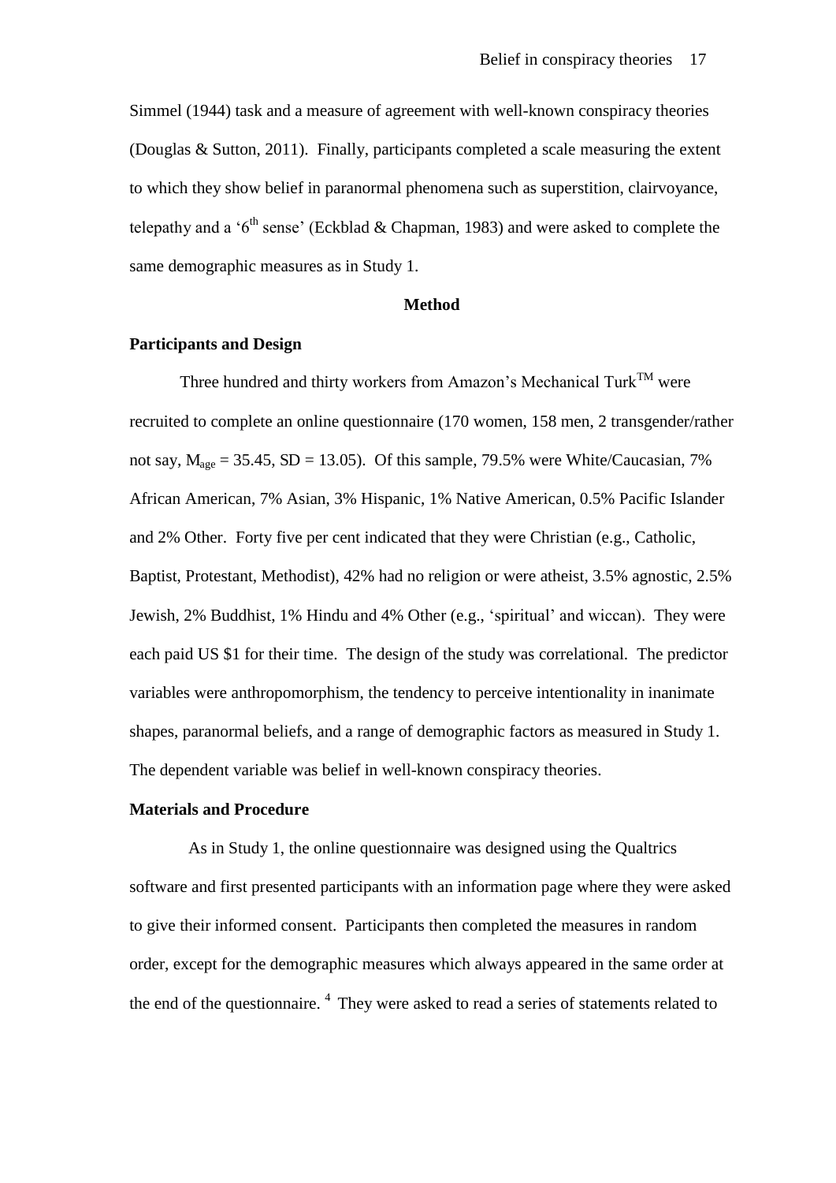Simmel (1944) task and a measure of agreement with well-known conspiracy theories (Douglas & Sutton, 2011). Finally, participants completed a scale measuring the extent to which they show belief in paranormal phenomena such as superstition, clairvoyance, telepathy and a '6th sense' (Eckblad & Chapman, 1983) and were asked to complete the same demographic measures as in Study 1.

## Method

### Participants and Design

Three hundred and thirty workers from Amazon's Mechanical Turk™ were recruited to complete an online questionnaire (170 women, 158 men, 2 transgender/rather not say, $M_{age} = 35.45$, $SD = 13.05$). Of this sample, 79.5% were White/Caucasian, 7% African American, 7% Asian, 3% Hispanic, 1% Native American, 0.5% Pacific Islander and 2% Other. Forty five per cent indicated that they were Christian (e.g., Catholic, Baptist, Protestant, Methodist), 42% had no religion or were atheist, 3.5% agnostic, 2.5% Jewish, 2% Buddhist, 1% Hindu and 4% Other (e.g., 'spiritual' and wiccan). They were each paid US $1 for their time. The design of the study was correlational. The predictor variables were anthropomorphism, the tendency to perceive intentionality in inanimate shapes, paranormal beliefs, and a range of demographic factors as measured in Study 1. The dependent variable was belief in well-known conspiracy theories.

### Materials and Procedure

As in Study 1, the online questionnaire was designed using the Qualtrics software and first presented participants with an information page where they were asked to give their informed consent. Participants then completed the measures in random order, except for the demographic measures which always appeared in the same order at the end of the questionnaire. [4] They were asked to read a series of statements related to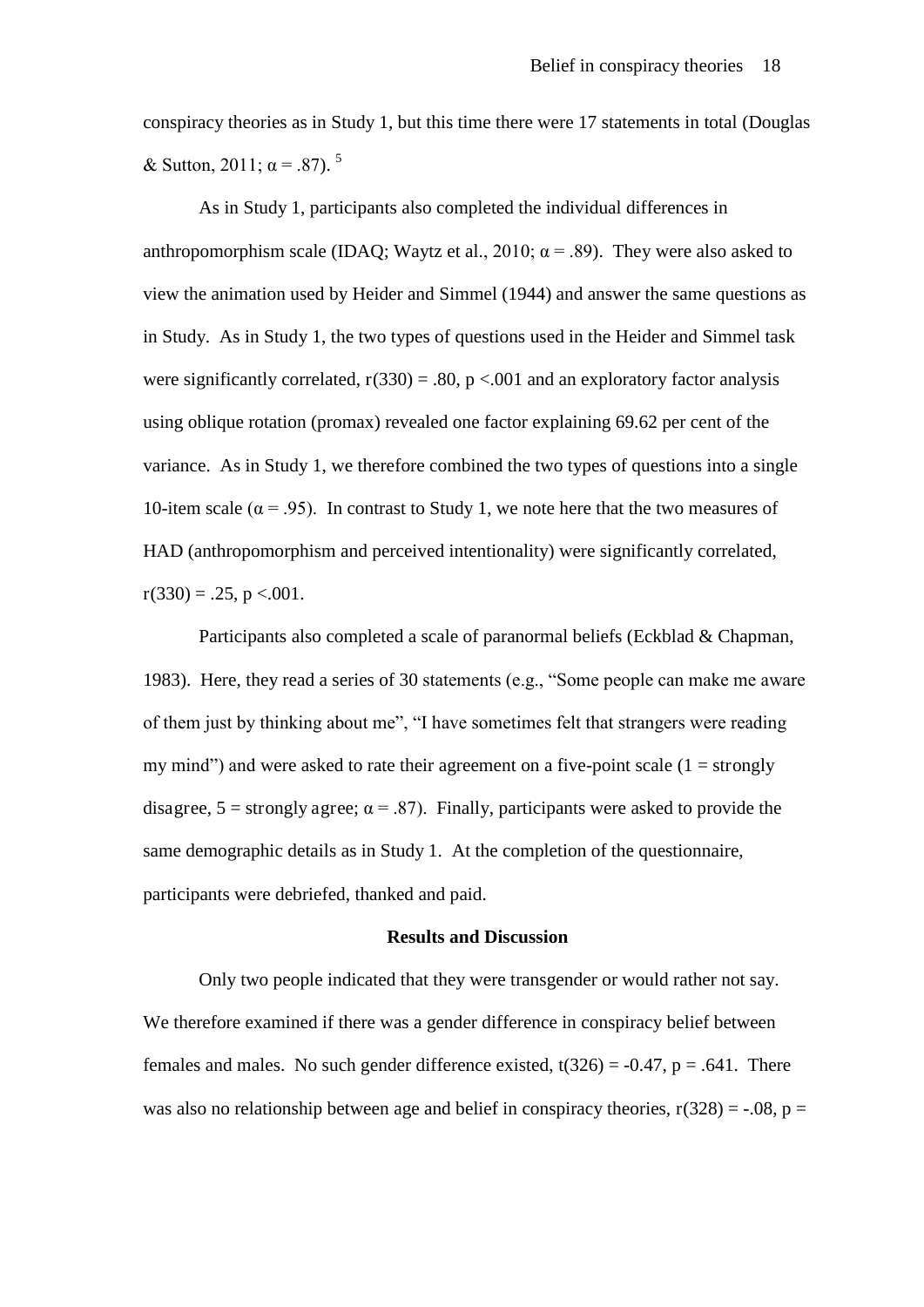conspiracy theories as in Study 1, but this time there were 17 statements in total (Douglas & Sutton, 2011; $\alpha = .87$). [5]

As in Study 1, participants also completed the individual differences in anthropomorphism scale (IDAQ; Waytz et al., 2010; $\alpha = .89$). They were also asked to view the animation used by Heider and Simmel (1944) and answer the same questions as in Study. As in Study 1, the two types of questions used in the Heider and Simmel task were significantly correlated, $r(330) = .80$, $p < .001$ and an exploratory factor analysis using oblique rotation (promax) revealed one factor explaining 69.62 per cent of the variance. As in Study 1, we therefore combined the two types of questions into a single 10-item scale ($\alpha = .95$). In contrast to Study 1, we note here that the two measures of HAD (anthropomorphism and perceived intentionality) were significantly correlated, $r(330) = .25$, $p < .001$.

Participants also completed a scale of paranormal beliefs (Eckblad & Chapman, 1983). Here, they read a series of 30 statements (e.g., "Some people can make me aware of them just by thinking about me", "I have sometimes felt that strangers were reading my mind") and were asked to rate their agreement on a five-point scale (1 = strongly disagree, 5 = strongly agree; $\alpha = .87$). Finally, participants were asked to provide the same demographic details as in Study 1. At the completion of the questionnaire, participants were debriefed, thanked and paid.

## Results and Discussion

Only two people indicated that they were transgender or would rather not say. We therefore examined if there was a gender difference in conspiracy belief between females and males. No such gender difference existed, $t(326) = -0.47$, $p = .641$. There was also no relationship between age and belief in conspiracy theories, $r(328) = -.08$, $p =$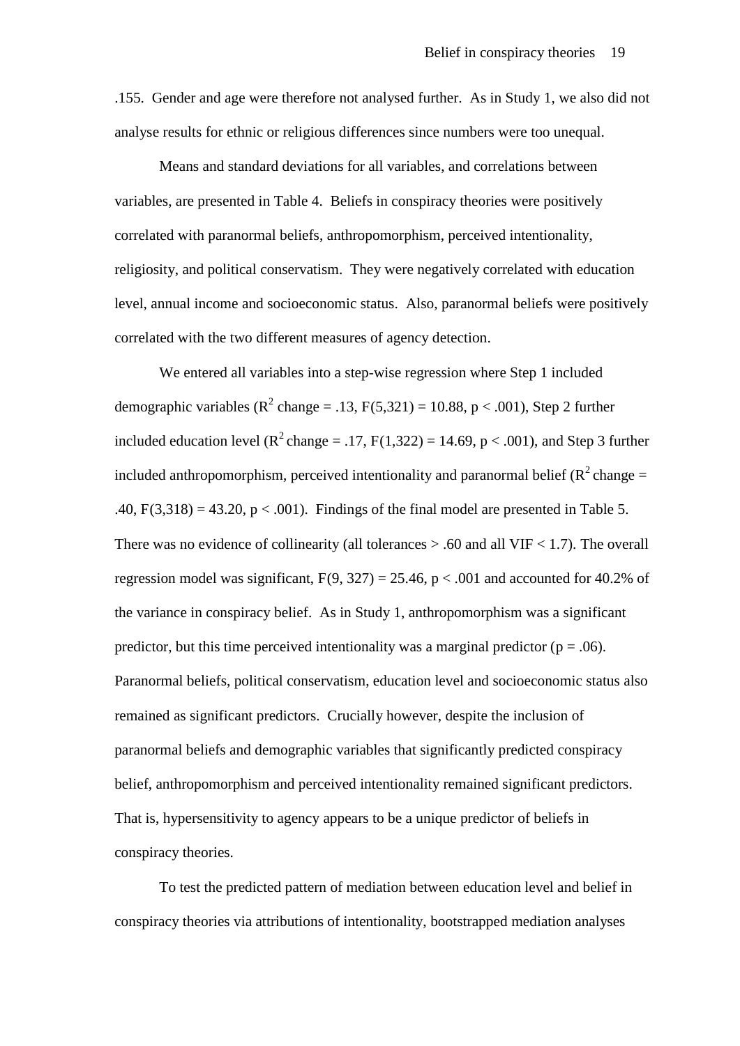.155. Gender and age were therefore not analysed further. As in Study 1, we also did not analyse results for ethnic or religious differences since numbers were too unequal.

Means and standard deviations for all variables, and correlations between variables, are presented in Table 4. Beliefs in conspiracy theories were positively correlated with paranormal beliefs, anthropomorphism, perceived intentionality, religiosity, and political conservatism. They were negatively correlated with education level, annual income and socioeconomic status. Also, paranormal beliefs were positively correlated with the two different measures of agency detection.

We entered all variables into a step-wise regression where Step 1 included demographic variables ($R^2$ change = .13, $F(5,321) = 10.88$, $p < .001$), Step 2 further included education level ($R^2$ change = .17, $F(1,322) = 14.69$, $p < .001$), and Step 3 further included anthropomorphism, perceived intentionality and paranormal belief ($R^2$ change = .40, $F(3,318) = 43.20$, $p < .001$). Findings of the final model are presented in Table 5. There was no evidence of collinearity (all tolerances > .60 and all VIF < 1.7). The overall regression model was significant, $F(9, 327) = 25.46$, $p < .001$ and accounted for 40.2% of the variance in conspiracy belief. As in Study 1, anthropomorphism was a significant predictor, but this time perceived intentionality was a marginal predictor ($p = .06$). Paranormal beliefs, political conservatism, education level and socioeconomic status also remained as significant predictors. Crucially however, despite the inclusion of paranormal beliefs and demographic variables that significantly predicted conspiracy belief, anthropomorphism and perceived intentionality remained significant predictors. That is, hypersensitivity to agency appears to be a unique predictor of beliefs in conspiracy theories.

To test the predicted pattern of mediation between education level and belief in conspiracy theories via attributions of intentionality, bootstrapped mediation analyses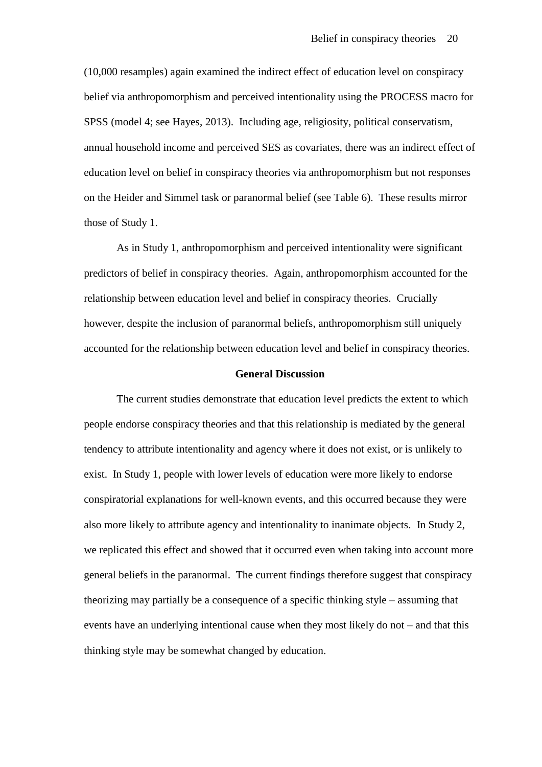(10,000 resamples) again examined the indirect effect of education level on conspiracy belief via anthropomorphism and perceived intentionality using the PROCESS macro for SPSS (model 4; see Hayes, 2013). Including age, religiosity, political conservatism, annual household income and perceived SES as covariates, there was an indirect effect of education level on belief in conspiracy theories via anthropomorphism but not responses on the Heider and Simmel task or paranormal belief (see Table 6). These results mirror those of Study 1.

As in Study 1, anthropomorphism and perceived intentionality were significant predictors of belief in conspiracy theories. Again, anthropomorphism accounted for the relationship between education level and belief in conspiracy theories. Crucially however, despite the inclusion of paranormal beliefs, anthropomorphism still uniquely accounted for the relationship between education level and belief in conspiracy theories.

## General Discussion

The current studies demonstrate that education level predicts the extent to which people endorse conspiracy theories and that this relationship is mediated by the general tendency to attribute intentionality and agency where it does not exist, or is unlikely to exist. In Study 1, people with lower levels of education were more likely to endorse conspiratorial explanations for well-known events, and this occurred because they were also more likely to attribute agency and intentionality to inanimate objects. In Study 2, we replicated this effect and showed that it occurred even when taking into account more general beliefs in the paranormal. The current findings therefore suggest that conspiracy theorizing may partially be a consequence of a specific thinking style – assuming that events have an underlying intentional cause when they most likely do not – and that this thinking style may be somewhat changed by education.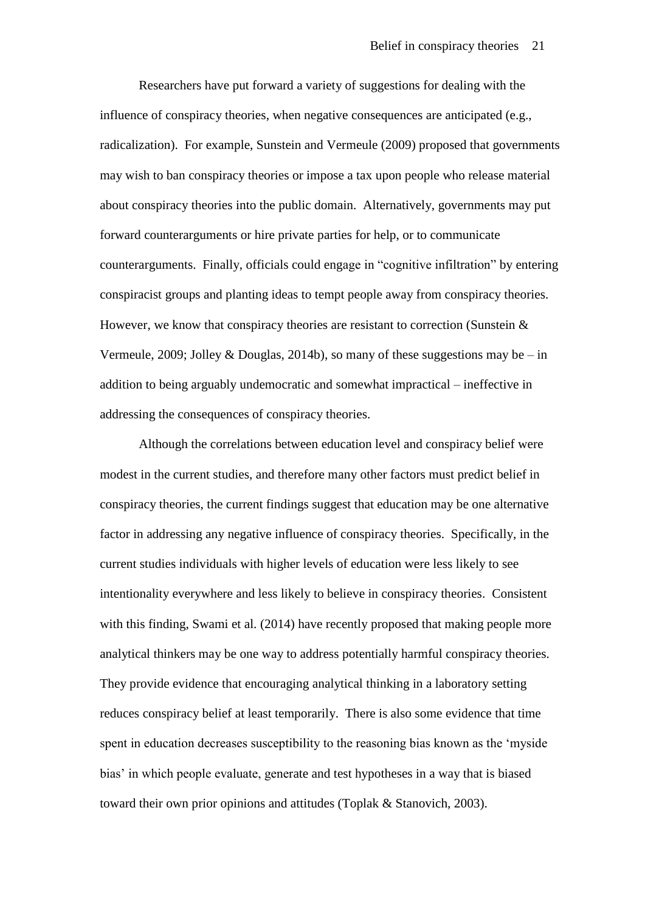Researchers have put forward a variety of suggestions for dealing with the influence of conspiracy theories, when negative consequences are anticipated (e.g., radicalization). For example, Sunstein and Vermeule (2009) proposed that governments may wish to ban conspiracy theories or impose a tax upon people who release material about conspiracy theories into the public domain. Alternatively, governments may put forward counterarguments or hire private parties for help, or to communicate counterarguments. Finally, officials could engage in "cognitive infiltration" by entering conspiracist groups and planting ideas to tempt people away from conspiracy theories. However, we know that conspiracy theories are resistant to correction (Sunstein & Vermeule, 2009; Jolley & Douglas, 2014b), so many of these suggestions may be – in addition to being arguably undemocratic and somewhat impractical – ineffective in addressing the consequences of conspiracy theories.

Although the correlations between education level and conspiracy belief were modest in the current studies, and therefore many other factors must predict belief in conspiracy theories, the current findings suggest that education may be one alternative factor in addressing any negative influence of conspiracy theories. Specifically, in the current studies individuals with higher levels of education were less likely to see intentionality everywhere and less likely to believe in conspiracy theories. Consistent with this finding, Swami et al. (2014) have recently proposed that making people more analytical thinkers may be one way to address potentially harmful conspiracy theories. They provide evidence that encouraging analytical thinking in a laboratory setting reduces conspiracy belief at least temporarily. There is also some evidence that time spent in education decreases susceptibility to the reasoning bias known as the 'myside bias' in which people evaluate, generate and test hypotheses in a way that is biased toward their own prior opinions and attitudes (Toplak & Stanovich, 2003).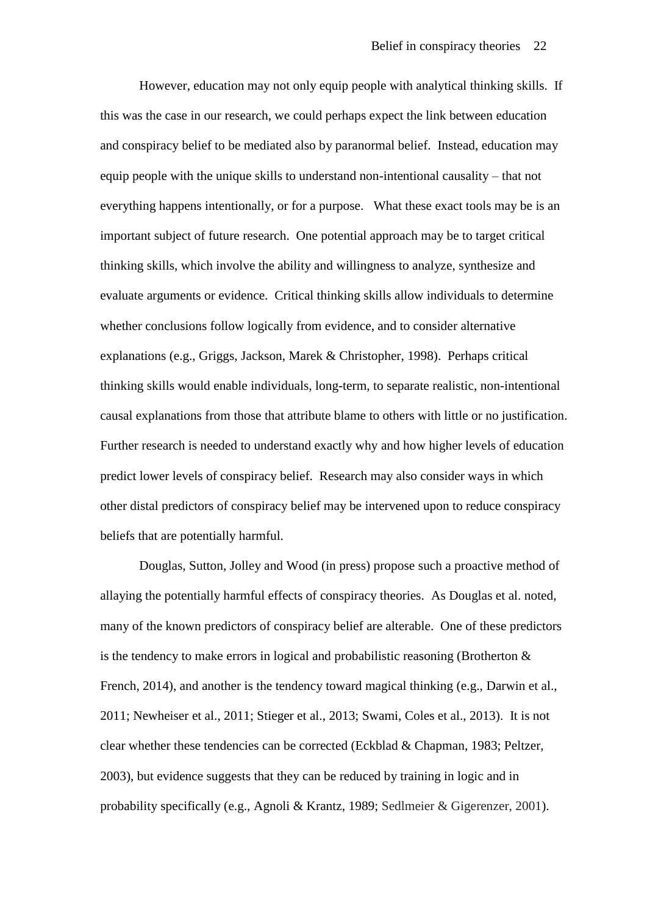However, education may not only equip people with analytical thinking skills. If this was the case in our research, we could perhaps expect the link between education and conspiracy belief to be mediated also by paranormal belief. Instead, education may equip people with the unique skills to understand non-intentional causality – that not everything happens intentionally, or for a purpose. What these exact tools may be is an important subject of future research. One potential approach may be to target critical thinking skills, which involve the ability and willingness to analyze, synthesize and evaluate arguments or evidence. Critical thinking skills allow individuals to determine whether conclusions follow logically from evidence, and to consider alternative explanations (e.g., Griggs, Jackson, Marek & Christopher, 1998). Perhaps critical thinking skills would enable individuals, long-term, to separate realistic, non-intentional causal explanations from those that attribute blame to others with little or no justification. Further research is needed to understand exactly why and how higher levels of education predict lower levels of conspiracy belief. Research may also consider ways in which other distal predictors of conspiracy belief may be intervened upon to reduce conspiracy beliefs that are potentially harmful.

Douglas, Sutton, Jolley and Wood (in press) propose such a proactive method of allaying the potentially harmful effects of conspiracy theories. As Douglas et al. noted, many of the known predictors of conspiracy belief are alterable. One of these predictors is the tendency to make errors in logical and probabilistic reasoning (Brotherton & French, 2014), and another is the tendency toward magical thinking (e.g., Darwin et al., 2011; Newheiser et al., 2011; Stieger et al., 2013; Swami, Coles et al., 2013). It is not clear whether these tendencies can be corrected (Eckblad & Chapman, 1983; Peltzer, 2003), but evidence suggests that they can be reduced by training in logic and in probability specifically (e.g., Agnoli & Krantz, 1989; Sedlmeier & Gigerenzer, 2001).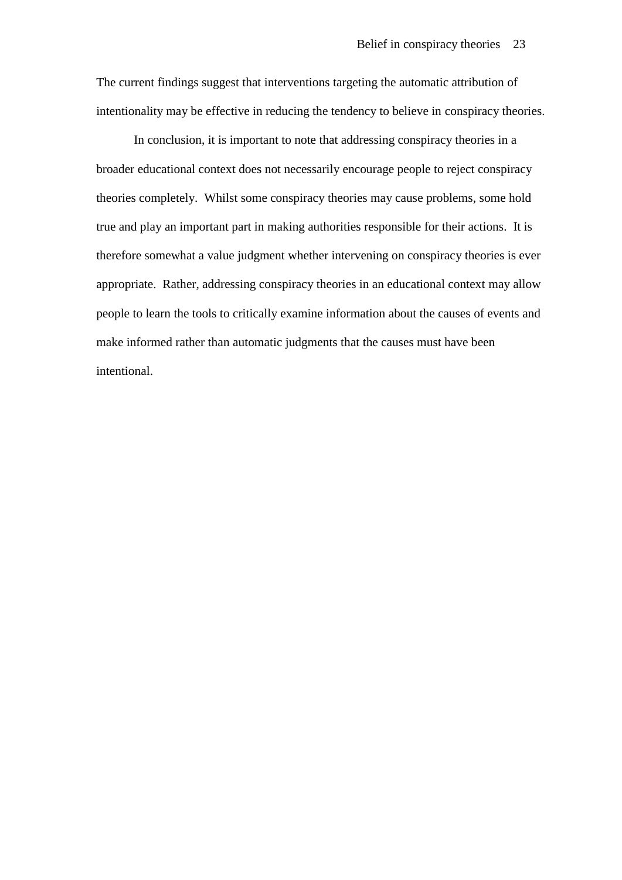The current findings suggest that interventions targeting the automatic attribution of intentionality may be effective in reducing the tendency to believe in conspiracy theories.

In conclusion, it is important to note that addressing conspiracy theories in a broader educational context does not necessarily encourage people to reject conspiracy theories completely. Whilst some conspiracy theories may cause problems, some hold true and play an important part in making authorities responsible for their actions. It is therefore somewhat a value judgment whether intervening on conspiracy theories is ever appropriate. Rather, addressing conspiracy theories in an educational context may allow people to learn the tools to critically examine information about the causes of events and make informed rather than automatic judgments that the causes must have been intentional.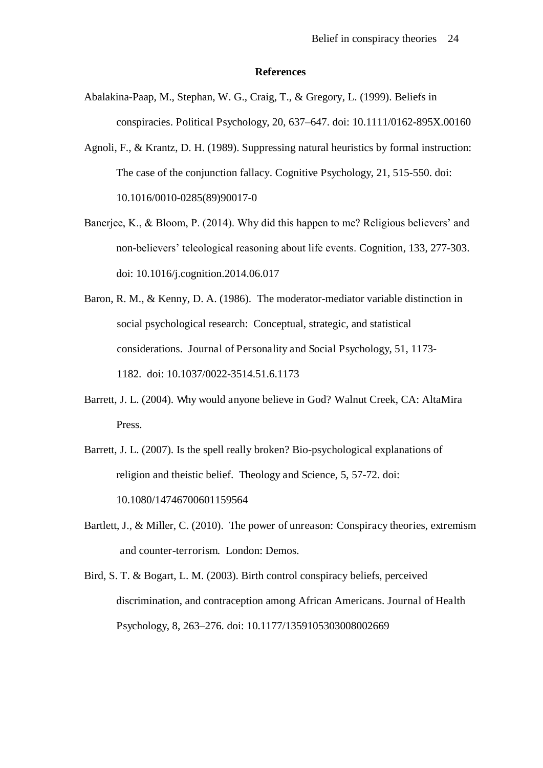## References

Abalakina-Paap, M., Stephan, W. G., Craig, T., & Gregory, L. (1999). Beliefs in conspiracies. Political Psychology, 20, 637–647. doi: 10.1111/0162-895X.00160

Agnoli, F., & Krantz, D. H. (1989). Suppressing natural heuristics by formal instruction: The case of the conjunction fallacy. Cognitive Psychology, 21, 515-550. doi: 10.1016/0010-0285(89)90017-0

Banerjee, K., & Bloom, P. (2014). Why did this happen to me? Religious believers' and non-believers' teleological reasoning about life events. Cognition, 133, 277-303. doi: 10.1016/j.cognition.2014.06.017

Baron, R. M., & Kenny, D. A. (1986). The moderator-mediator variable distinction in social psychological research: Conceptual, strategic, and statistical considerations. Journal of Personality and Social Psychology, 51, 1173-1182. doi: 10.1037/0022-3514.51.6.1173

Barrett, J. L. (2004). Why would anyone believe in God? Walnut Creek, CA: AltaMira Press.

Barrett, J. L. (2007). Is the spell really broken? Bio-psychological explanations of religion and theistic belief. Theology and Science, 5, 57-72. doi: 10.1080/14746700601159564

Bartlett, J., & Miller, C. (2010). The power of unreason: Conspiracy theories, extremism and counter-terrorism. London: Demos.

Bird, S. T. & Bogart, L. M. (2003). Birth control conspiracy beliefs, perceived discrimination, and contraception among African Americans. Journal of Health Psychology, 8, 263–276. doi: 10.1177/1359105303008002669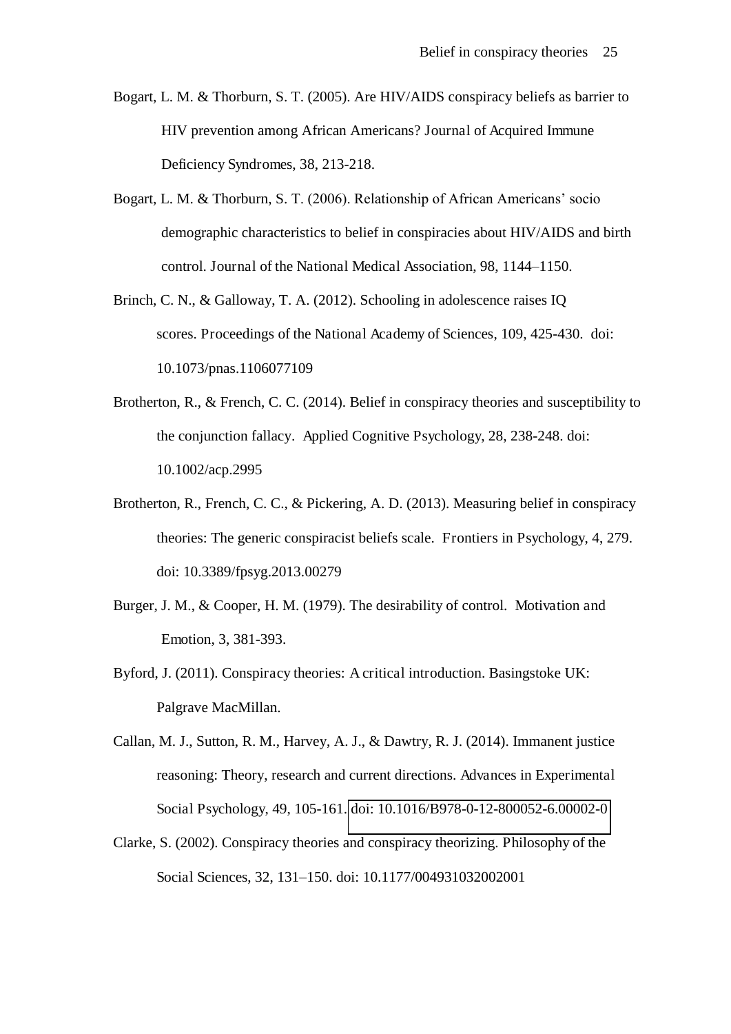Bogart, L. M. & Thorburn, S. T. (2005). Are HIV/AIDS conspiracy beliefs as barrier to HIV prevention among African Americans? Journal of Acquired Immune Deficiency Syndromes, 38, 213-218.

Bogart, L. M. & Thorburn, S. T. (2006). Relationship of African Americans' socio demographic characteristics to belief in conspiracies about HIV/AIDS and birth control. Journal of the National Medical Association, 98, 1144–1150.

Brinch, C. N., & Galloway, T. A. (2012). Schooling in adolescence raises IQ scores. Proceedings of the National Academy of Sciences, 109, 425-430. doi: 10.1073/pnas.1106077109

Brotherton, R., & French, C. C. (2014). Belief in conspiracy theories and susceptibility to the conjunction fallacy. Applied Cognitive Psychology, 28, 238-248. doi: 10.1002/acp.2995

Brotherton, R., French, C. C., & Pickering, A. D. (2013). Measuring belief in conspiracy theories: The generic conspiracist beliefs scale. Frontiers in Psychology, 4, 279. doi: 10.3389/fpsyg.2013.00279

Burger, J. M., & Cooper, H. M. (1979). The desirability of control. Motivation and Emotion, 3, 381-393.

Byford, J. (2011). Conspiracy theories: A critical introduction. Basingstoke UK: Palgrave MacMillan.

Callan, M. J., Sutton, R. M., Harvey, A. J., & Dawtry, R. J. (2014). Immanent justice reasoning: Theory, research and current directions. Advances in Experimental Social Psychology, 49, 105-161. doi: 10.1016/B978-0-12-800052-6.00002-0

Clarke, S. (2002). Conspiracy theories and conspiracy theorizing. Philosophy of the Social Sciences, 32, 131–150. doi: 10.1177/004931032002001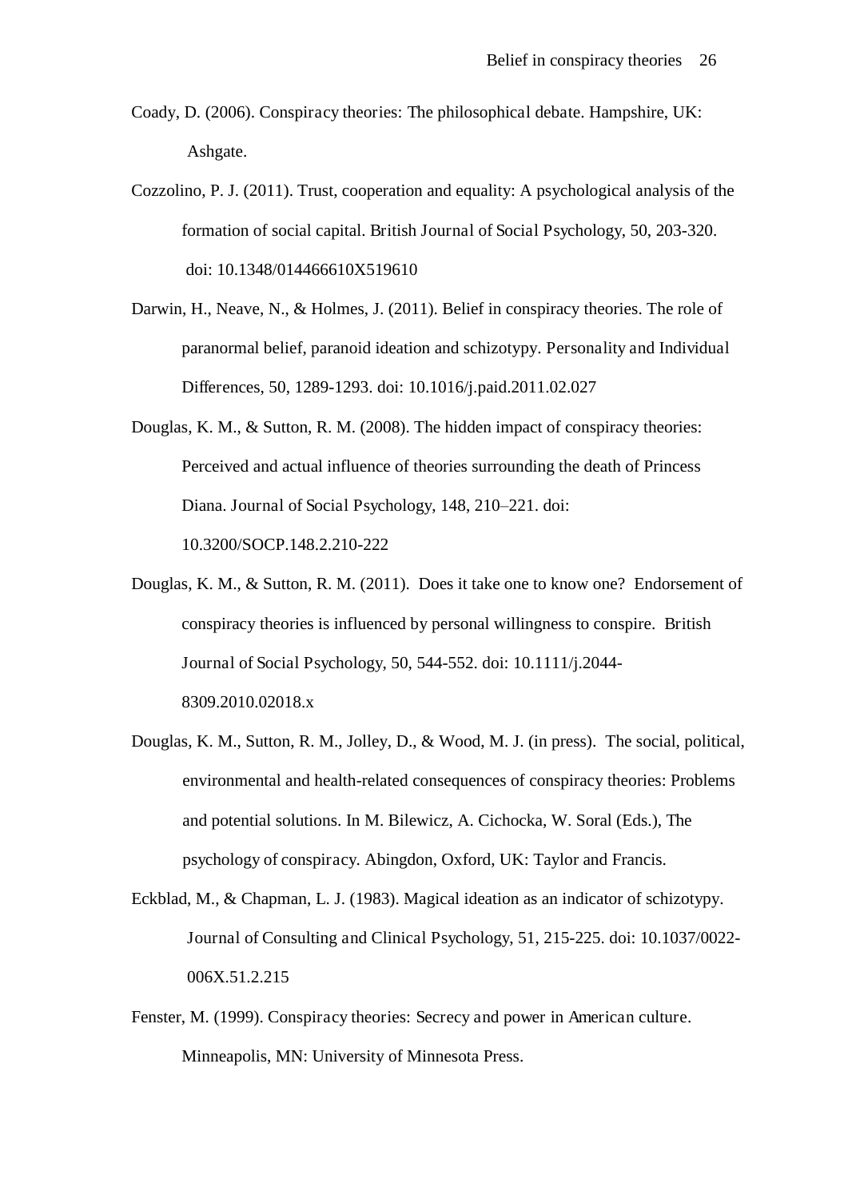Coady, D. (2006). Conspiracy theories: The philosophical debate. Hampshire, UK: Ashgate.

Cozzolino, P. J. (2011). Trust, cooperation and equality: A psychological analysis of the formation of social capital. British Journal of Social Psychology, 50, 203-320. doi: 10.1348/014466610X519610

Darwin, H., Neave, N., & Holmes, J. (2011). Belief in conspiracy theories. The role of paranormal belief, paranoid ideation and schizotypy. Personality and Individual Differences, 50, 1289-1293. doi: 10.1016/j.paid.2011.02.027

Douglas, K. M., & Sutton, R. M. (2008). The hidden impact of conspiracy theories: Perceived and actual influence of theories surrounding the death of Princess Diana. Journal of Social Psychology, 148, 210–221. doi: 10.3200/SOCP.148.2.210-222

Douglas, K. M., & Sutton, R. M. (2011). Does it take one to know one? Endorsement of conspiracy theories is influenced by personal willingness to conspire. British Journal of Social Psychology, 50, 544-552. doi: 10.1111/j.2044-8309.2010.02018.x

Douglas, K. M., Sutton, R. M., Jolley, D., & Wood, M. J. (in press). The social, political, environmental and health-related consequences of conspiracy theories: Problems and potential solutions. In M. Bilewicz, A. Cichocka, W. Soral (Eds.), The psychology of conspiracy. Abingdon, Oxford, UK: Taylor and Francis.

Eckblad, M., & Chapman, L. J. (1983). Magical ideation as an indicator of schizotypy. Journal of Consulting and Clinical Psychology, 51, 215-225. doi: 10.1037/0022-006X.51.2.215

Fenster, M. (1999). Conspiracy theories: Secrecy and power in American culture. Minneapolis, MN: University of Minnesota Press.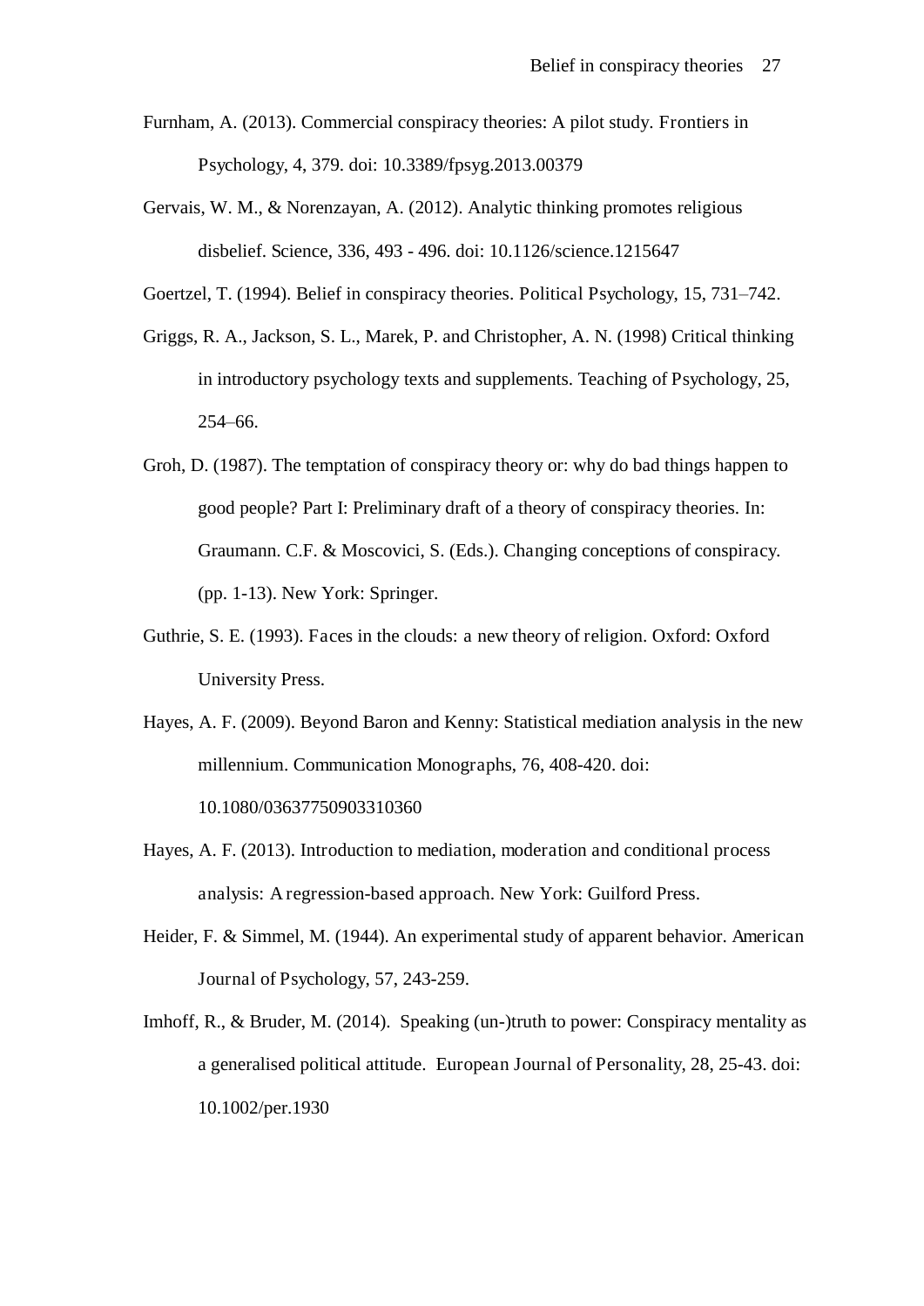Furnham, A. (2013). Commercial conspiracy theories: A pilot study. Frontiers in Psychology, 4, 379. doi: 10.3389/fpsyg.2013.00379

Gervais, W. M., & Norenzayan, A. (2012). Analytic thinking promotes religious disbelief. Science, 336, 493 - 496. doi: 10.1126/science.1215647

Goertzel, T. (1994). Belief in conspiracy theories. Political Psychology, 15, 731–742.

Griggs, R. A., Jackson, S. L., Marek, P. and Christopher, A. N. (1998) Critical thinking in introductory psychology texts and supplements. Teaching of Psychology, 25, 254–66.

Groh, D. (1987). The temptation of conspiracy theory or: why do bad things happen to good people? Part I: Preliminary draft of a theory of conspiracy theories. In: Graumann. C.F. & Moscovici, S. (Eds.). Changing conceptions of conspiracy. (pp. 1-13). New York: Springer.

Guthrie, S. E. (1993). Faces in the clouds: a new theory of religion. Oxford: Oxford University Press.

Hayes, A. F. (2009). Beyond Baron and Kenny: Statistical mediation analysis in the new millennium. Communication Monographs, 76, 408-420. doi: 10.1080/03637750903310360

Hayes, A. F. (2013). Introduction to mediation, moderation and conditional process analysis: A regression-based approach. New York: Guilford Press.

Heider, F. & Simmel, M. (1944). An experimental study of apparent behavior. American Journal of Psychology, 57, 243-259.

Imhoff, R., & Bruder, M. (2014). Speaking (un-)truth to power: Conspiracy mentality as a generalised political attitude. European Journal of Personality, 28, 25-43. doi: 10.1002/per.1930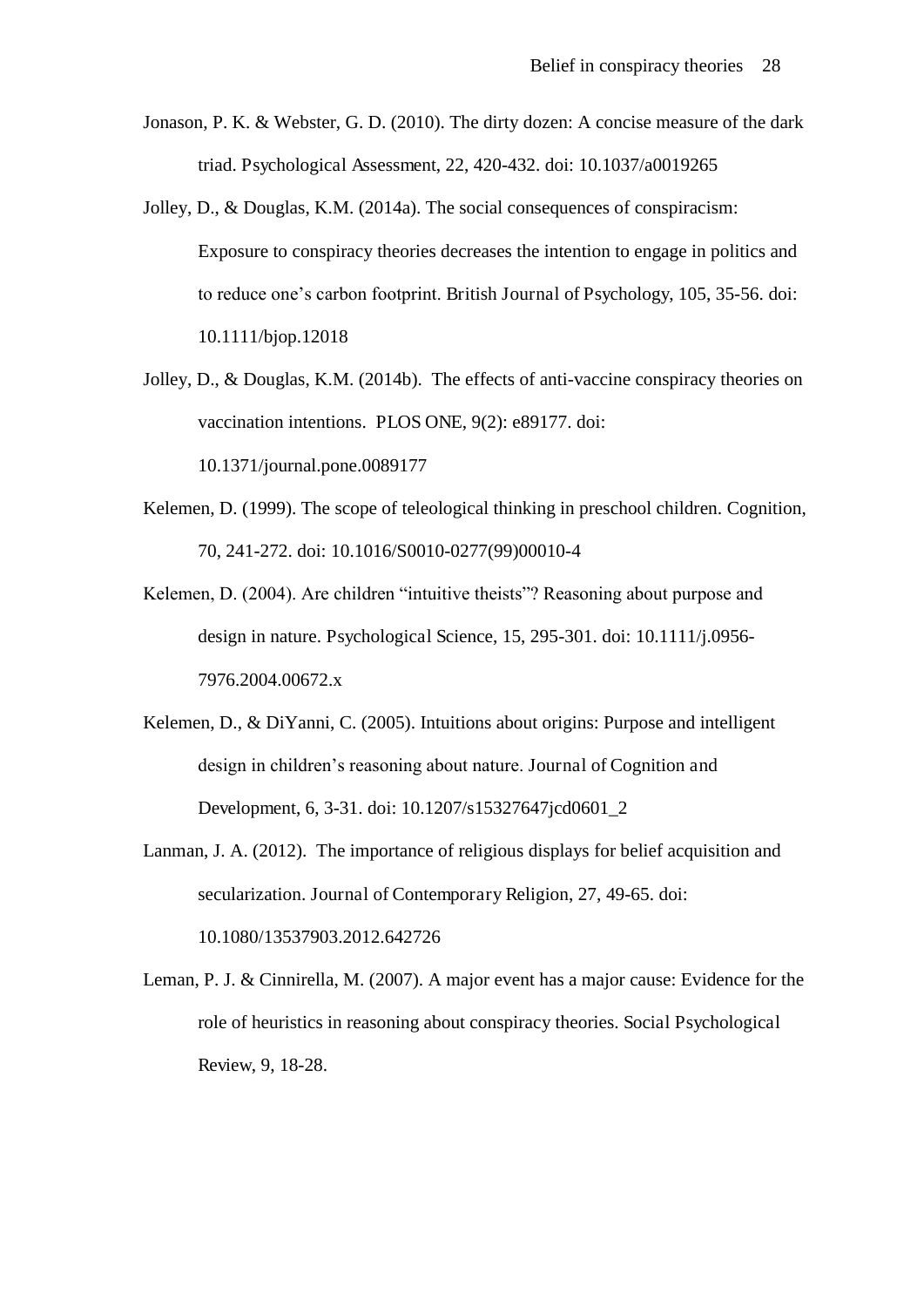Jonason, P. K. & Webster, G. D. (2010). The dirty dozen: A concise measure of the dark triad. Psychological Assessment, 22, 420-432. doi: 10.1037/a0019265

Jolley, D., & Douglas, K.M. (2014a). The social consequences of conspiracism: Exposure to conspiracy theories decreases the intention to engage in politics and to reduce one's carbon footprint. British Journal of Psychology, 105, 35-56. doi: 10.1111/bjop.12018

Jolley, D., & Douglas, K.M. (2014b). The effects of anti-vaccine conspiracy theories on vaccination intentions. PLOS ONE, 9(2): e89177. doi: 10.1371/journal.pone.0089177

Kelemen, D. (1999). The scope of teleological thinking in preschool children. Cognition, 70, 241-272. doi: 10.1016/S0010-0277(99)00010-4

Kelemen, D. (2004). Are children "intuitive theists"? Reasoning about purpose and design in nature. Psychological Science, 15, 295-301. doi: 10.1111/j.0956-7976.2004.00672.x

Kelemen, D., & DiYanni, C. (2005). Intuitions about origins: Purpose and intelligent design in children's reasoning about nature. Journal of Cognition and Development, 6, 3-31. doi: 10.1207/s15327647jcd0601_2

Lanman, J. A. (2012). The importance of religious displays for belief acquisition and secularization. Journal of Contemporary Religion, 27, 49-65. doi: 10.1080/13537903.2012.642726

Leman, P. J. & Cinnirella, M. (2007). A major event has a major cause: Evidence for the role of heuristics in reasoning about conspiracy theories. Social Psychological Review, 9, 18-28.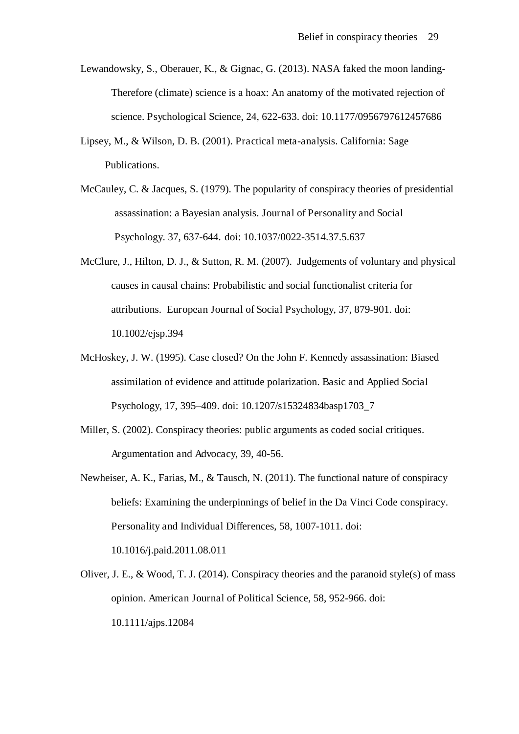Lewandowsky, S., Oberauer, K., & Gignac, G. (2013). NASA faked the moon landing- Therefore (climate) science is a hoax: An anatomy of the motivated rejection of science. Psychological Science, 24, 622-633. doi: 10.1177/0956797612457686

Lipsey, M., & Wilson, D. B. (2001). Practical meta-analysis. California: Sage Publications.

McCauley, C. & Jacques, S. (1979). The popularity of conspiracy theories of presidential assassination: a Bayesian analysis. Journal of Personality and Social Psychology. 37, 637-644. doi: 10.1037/0022-3514.37.5.637

McClure, J., Hilton, D. J., & Sutton, R. M. (2007). Judgements of voluntary and physical causes in causal chains: Probabilistic and social functionalist criteria for attributions. European Journal of Social Psychology, 37, 879-901. doi: 10.1002/ejsp.394

McHoskey, J. W. (1995). Case closed? On the John F. Kennedy assassination: Biased assimilation of evidence and attitude polarization. Basic and Applied Social Psychology, 17, 395–409. doi: 10.1207/s15324834basp1703_7

Miller, S. (2002). Conspiracy theories: public arguments as coded social critiques. Argumentation and Advocacy, 39, 40-56.

Newheiser, A. K., Farias, M., & Tausch, N. (2011). The functional nature of conspiracy beliefs: Examining the underpinnings of belief in the Da Vinci Code conspiracy. Personality and Individual Differences, 58, 1007-1011. doi: 10.1016/j.paid.2011.08.011

Oliver, J. E., & Wood, T. J. (2014). Conspiracy theories and the paranoid style(s) of mass opinion. American Journal of Political Science, 58, 952-966. doi: 10.1111/ajps.12084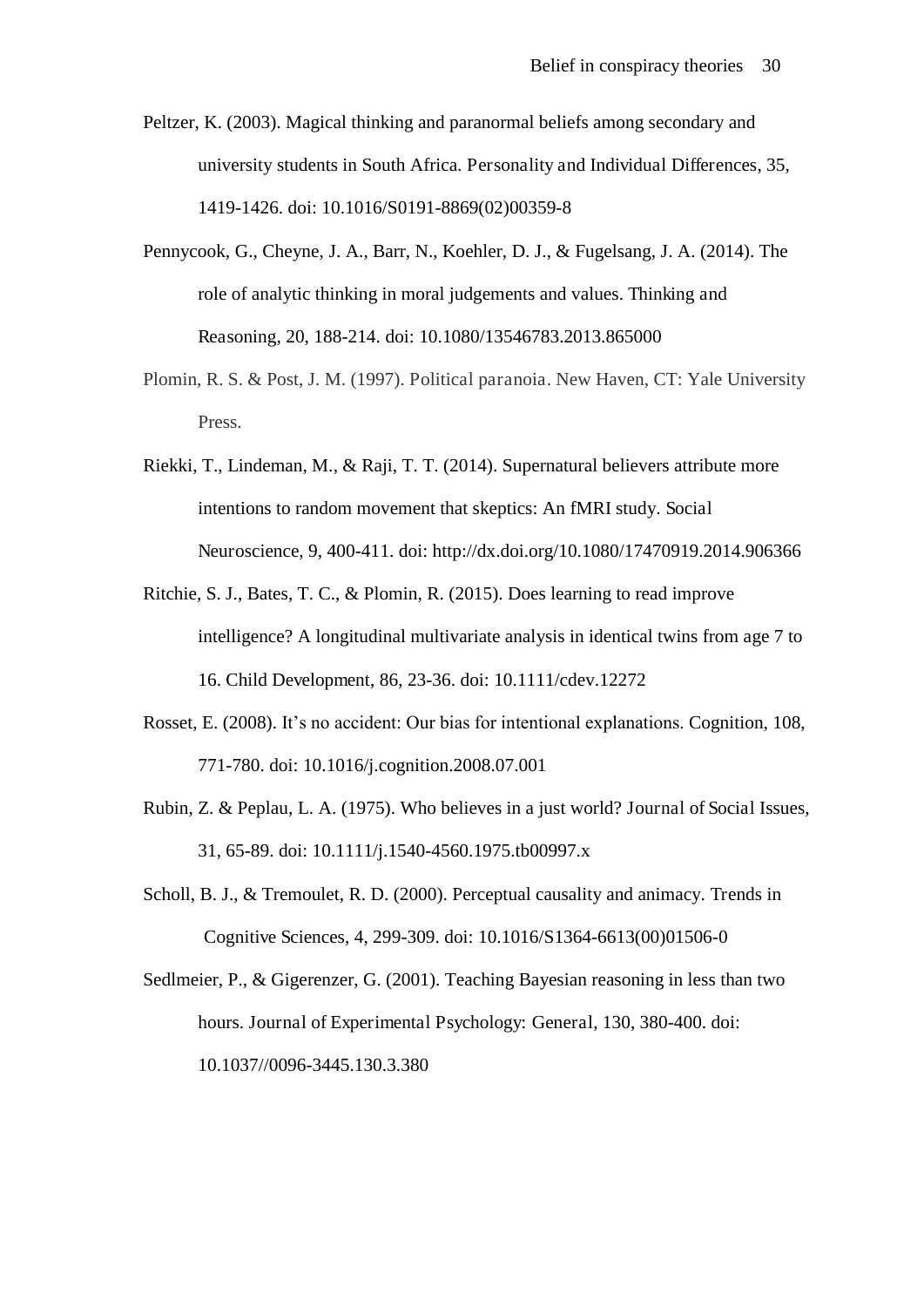Peltzer, K. (2003). Magical thinking and paranormal beliefs among secondary and university students in South Africa. Personality and Individual Differences, 35, 1419-1426. doi: 10.1016/S0191-8869(02)00359-8

Pennycook, G., Cheyne, J. A., Barr, N., Koehler, D. J., & Fugelsang, J. A. (2014). The role of analytic thinking in moral judgements and values. Thinking and Reasoning, 20, 188-214. doi: 10.1080/13546783.2013.865000

Plomin, R. S. & Post, J. M. (1997). Political paranoia. New Haven, CT: Yale University Press.

Riekki, T., Lindeman, M., & Raji, T. T. (2014). Supernatural believers attribute more intentions to random movement that skeptics: An fMRI study. Social Neuroscience, 9, 400-411. doi: http://dx.doi.org/10.1080/17470919.2014.906366

Ritchie, S. J., Bates, T. C., & Plomin, R. (2015). Does learning to read improve intelligence? A longitudinal multivariate analysis in identical twins from age 7 to 16. Child Development, 86, 23-36. doi: 10.1111/cdev.12272

Rosset, E. (2008). It's no accident: Our bias for intentional explanations. Cognition, 108, 771-780. doi: 10.1016/j.cognition.2008.07.001

Rubin, Z. & Peplau, L. A. (1975). Who believes in a just world? Journal of Social Issues, 31, 65-89. doi: 10.1111/j.1540-4560.1975.tb00997.x

Scholl, B. J., & Tremoulet, R. D. (2000). Perceptual causality and animacy. Trends in Cognitive Sciences, 4, 299-309. doi: 10.1016/S1364-6613(00)01506-0

Sedlmeier, P., & Gigerenzer, G. (2001). Teaching Bayesian reasoning in less than two hours. Journal of Experimental Psychology: General, 130, 380-400. doi: 10.1037//0096-3445.130.3.380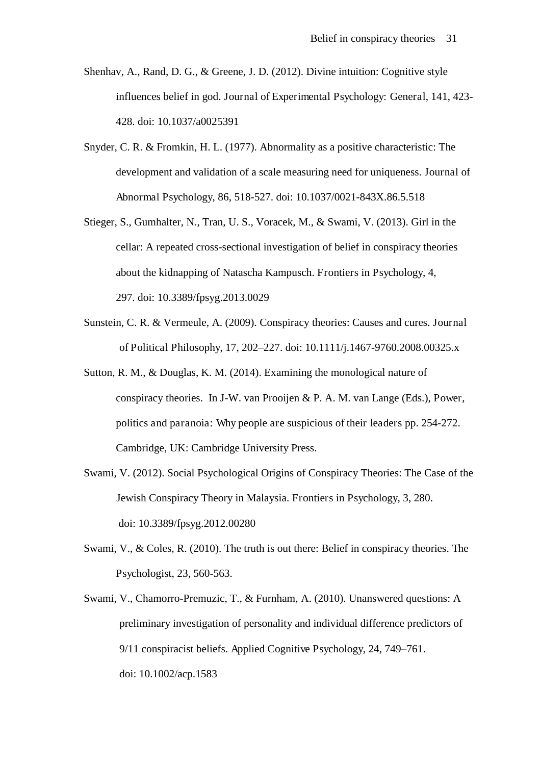Shenhav, A., Rand, D. G., & Greene, J. D. (2012). Divine intuition: Cognitive style influences belief in god. Journal of Experimental Psychology: General, 141, 423-428. doi: 10.1037/a0025391

Snyder, C. R. & Fromkin, H. L. (1977). Abnormality as a positive characteristic: The development and validation of a scale measuring need for uniqueness. Journal of Abnormal Psychology, 86, 518-527. doi: 10.1037/0021-843X.86.5.518

Stieger, S., Gumhalter, N., Tran, U. S., Voracek, M., & Swami, V. (2013). Girl in the cellar: A repeated cross-sectional investigation of belief in conspiracy theories about the kidnapping of Natascha Kampusch. Frontiers in Psychology, 4, 297. doi: 10.3389/fpsyg.2013.0029

Sunstein, C. R. & Vermeule, A. (2009). Conspiracy theories: Causes and cures. Journal of Political Philosophy, 17, 202–227. doi: 10.1111/j.1467-9760.2008.00325.x

Sutton, R. M., & Douglas, K. M. (2014). Examining the monological nature of conspiracy theories. In J-W. van Prooijen & P. A. M. van Lange (Eds.), Power, politics and paranoia: Why people are suspicious of their leaders pp. 254-272. Cambridge, UK: Cambridge University Press.

Swami, V. (2012). Social Psychological Origins of Conspiracy Theories: The Case of the Jewish Conspiracy Theory in Malaysia. Frontiers in Psychology, 3, 280. doi: 10.3389/fpsyg.2012.00280

Swami, V., & Coles, R. (2010). The truth is out there: Belief in conspiracy theories. The Psychologist, 23, 560-563.

Swami, V., Chamorro-Premuzic, T., & Furnham, A. (2010). Unanswered questions: A preliminary investigation of personality and individual difference predictors of 9/11 conspiracist beliefs. Applied Cognitive Psychology, 24, 749–761. doi: 10.1002/acp.1583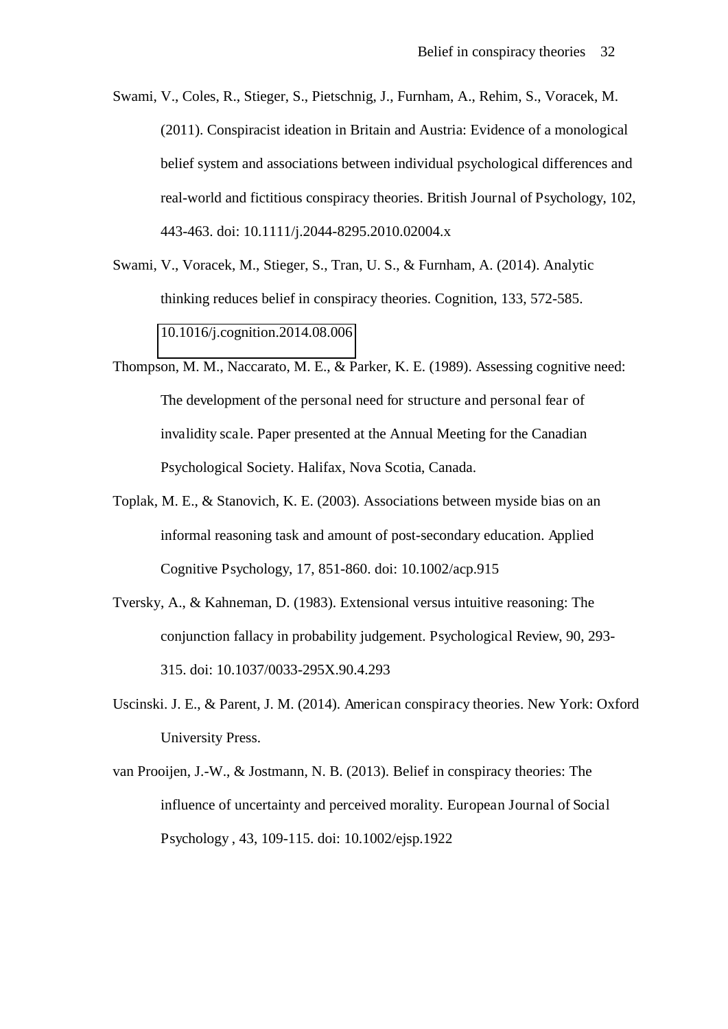Swami, V., Coles, R., Stieger, S., Pietschnig, J., Furnham, A., Rehim, S., Voracek, M. (2011). Conspiracist ideation in Britain and Austria: Evidence of a monological belief system and associations between individual psychological differences and real-world and fictitious conspiracy theories. British Journal of Psychology, 102, 443-463. doi: 10.1111/j.2044-8295.2010.02004.x

Swami, V., Voracek, M., Stieger, S., Tran, U. S., & Furnham, A. (2014). Analytic thinking reduces belief in conspiracy theories. Cognition, 133, 572-585. 10.1016/j.cognition.2014.08.006

Thompson, M. M., Naccarato, M. E., & Parker, K. E. (1989). Assessing cognitive need: The development of the personal need for structure and personal fear of invalidity scale. Paper presented at the Annual Meeting for the Canadian Psychological Society. Halifax, Nova Scotia, Canada.

Toplak, M. E., & Stanovich, K. E. (2003). Associations between myside bias on an informal reasoning task and amount of post-secondary education. Applied Cognitive Psychology, 17, 851-860. doi: 10.1002/acp.915

Tversky, A., & Kahneman, D. (1983). Extensional versus intuitive reasoning: The conjunction fallacy in probability judgement. Psychological Review, 90, 293-315. doi: 10.1037/0033-295X.90.4.293

Uscinski. J. E., & Parent, J. M. (2014). American conspiracy theories. New York: Oxford University Press.

van Prooijen, J.-W., & Jostmann, N. B. (2013). Belief in conspiracy theories: The influence of uncertainty and perceived morality. European Journal of Social Psychology , 43, 109-115. doi: 10.1002/ejsp.1922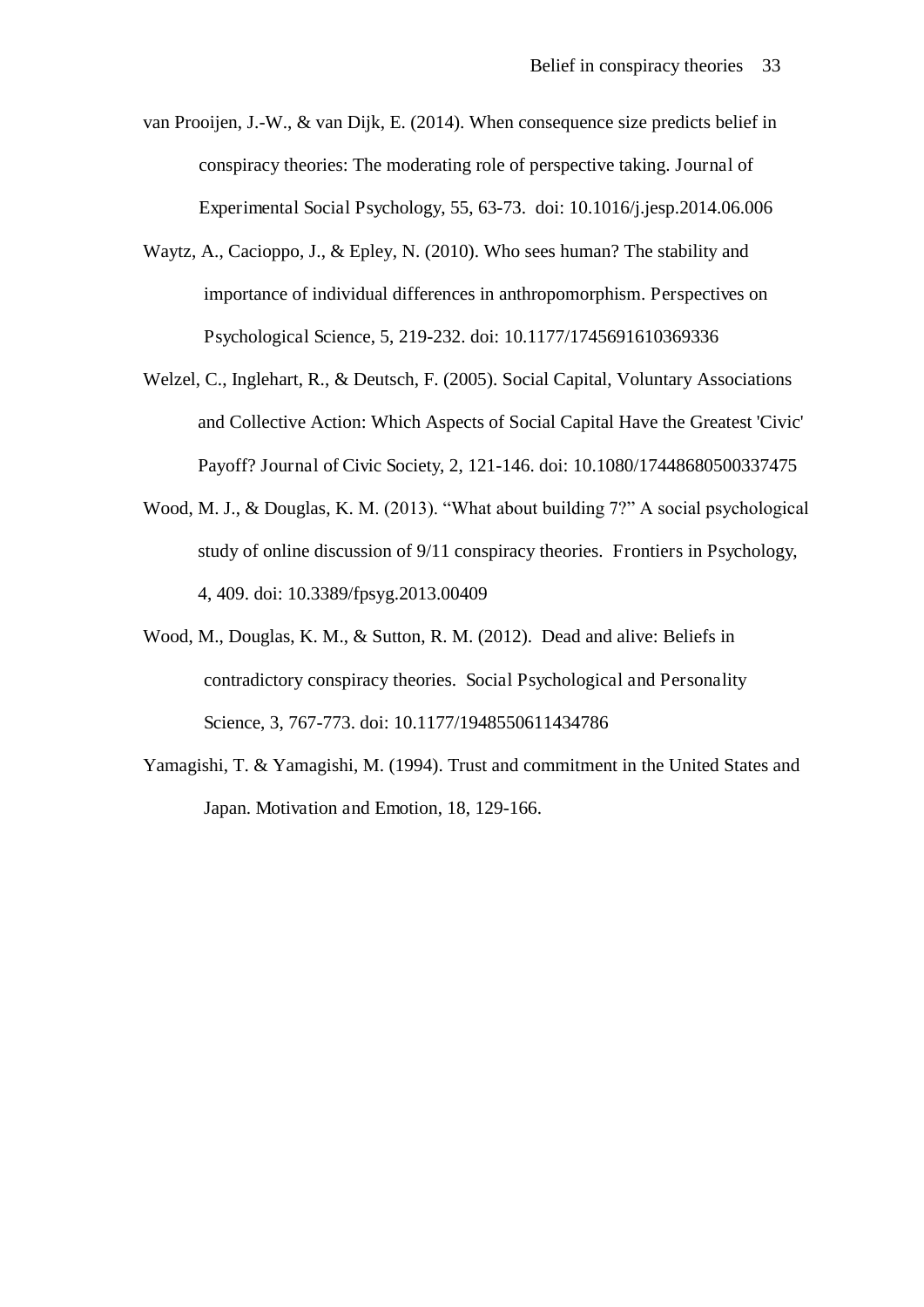van Prooijen, J.-W., & van Dijk, E. (2014). When consequence size predicts belief in conspiracy theories: The moderating role of perspective taking. Journal of Experimental Social Psychology, 55, 63-73. doi: 10.1016/j.jesp.2014.06.006

Waytz, A., Cacioppo, J., & Epley, N. (2010). Who sees human? The stability and importance of individual differences in anthropomorphism. Perspectives on Psychological Science, 5, 219-232. doi: 10.1177/1745691610369336

Welzel, C., Inglehart, R., & Deutsch, F. (2005). Social Capital, Voluntary Associations and Collective Action: Which Aspects of Social Capital Have the Greatest 'Civic' Payoff? Journal of Civic Society, 2, 121-146. doi: 10.1080/17448680500337475

Wood, M. J., & Douglas, K. M. (2013). "What about building 7?" A social psychological study of online discussion of 9/11 conspiracy theories. Frontiers in Psychology, 4, 409. doi: 10.3389/fpsyg.2013.00409

Wood, M., Douglas, K. M., & Sutton, R. M. (2012). Dead and alive: Beliefs in contradictory conspiracy theories. Social Psychological and Personality Science, 3, 767-773. doi: 10.1177/1948550611434786

Yamagishi, T. & Yamagishi, M. (1994). Trust and commitment in the United States and Japan. Motivation and Emotion, 18, 129-166.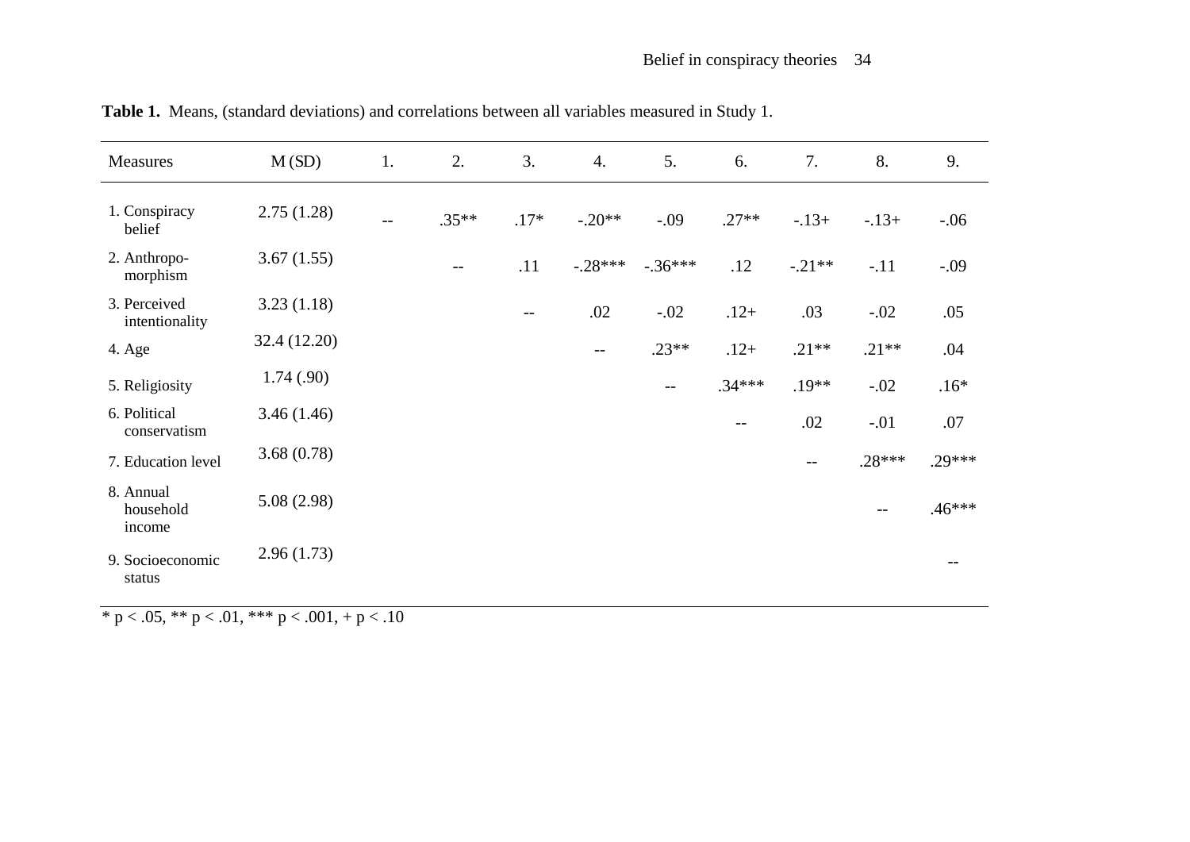**Table 1.** Means, (standard deviations) and correlations between all variables measured in Study 1.

| Measures | M (SD) | 1. | 2. | 3. | 4. | 5. | 6. | 7. | 8. | 9. |
|---|---|---|---|---|---|---|---|---|---|---|
| 1. Conspiracy belief | 2.75 (1.28) | -- | .35** | .17* | -.20** | -.09 | .27** | -.13+ | -.13+ | -.06 |
| 2. Anthropo-morphism | 3.67 (1.55) | | -- | .11 | -.28*** | -.36*** | .12 | -.21** | -.11 | -.09 |
| 3. Perceived intentionality | 3.23 (1.18) | | | -- | .02 | -.02 | .12+ | .03 | -.02 | .05 |
| 4. Age | 32.4 (12.20) | | | | -- | .23** | .12+ | .21** | .21** | .04 |
| 5. Religiosity | 1.74 (.90) | | | | | -- | .34*** | .19** | -.02 | .16* |
| 6. Political conservatism | 3.46 (1.46) | | | | | | -- | .02 | -.01 | .07 |
| 7. Education level | 3.68 (0.78) | | | | | | | -- | .28*** | .29*** |
| 8. Annual household income | 5.08 (2.98) | | | | | | | | -- | .46*** |
| 9. Socioeconomic status | 2.96 (1.73) | | | | | | | | | -- |

* $p < .05$, ** $p < .01$, *** $p < .001$, + $p < .10$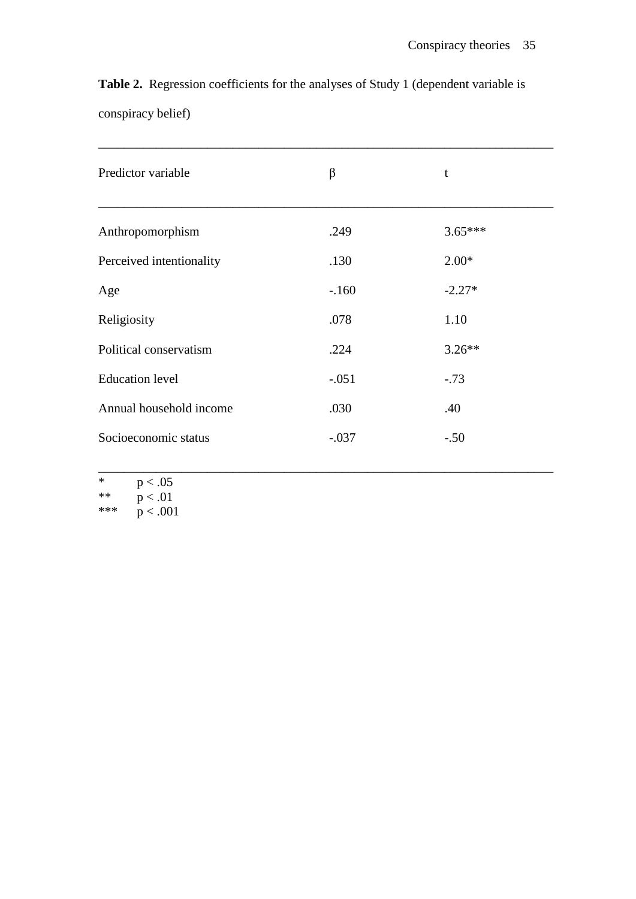**Table 2.** Regression coefficients for the analyses of Study 1 (dependent variable is conspiracy belief)

| Predictor variable | β | t |
|---|---|---|
| Anthropomorphism | .249 | 3.65*** |
| Perceived intentionality | .130 | 2.00* |
| Age | -.160 | -2.27* |
| Religiosity | .078 | 1.10 |
| Political conservatism | .224 | 3.26** |
| Education level | -.051 | -.73 |
| Annual household income | .030 | .40 |
| Socioeconomic status | -.037 | -.50 |

\* $p < .05$
** $p < .01$
*** $p < .001$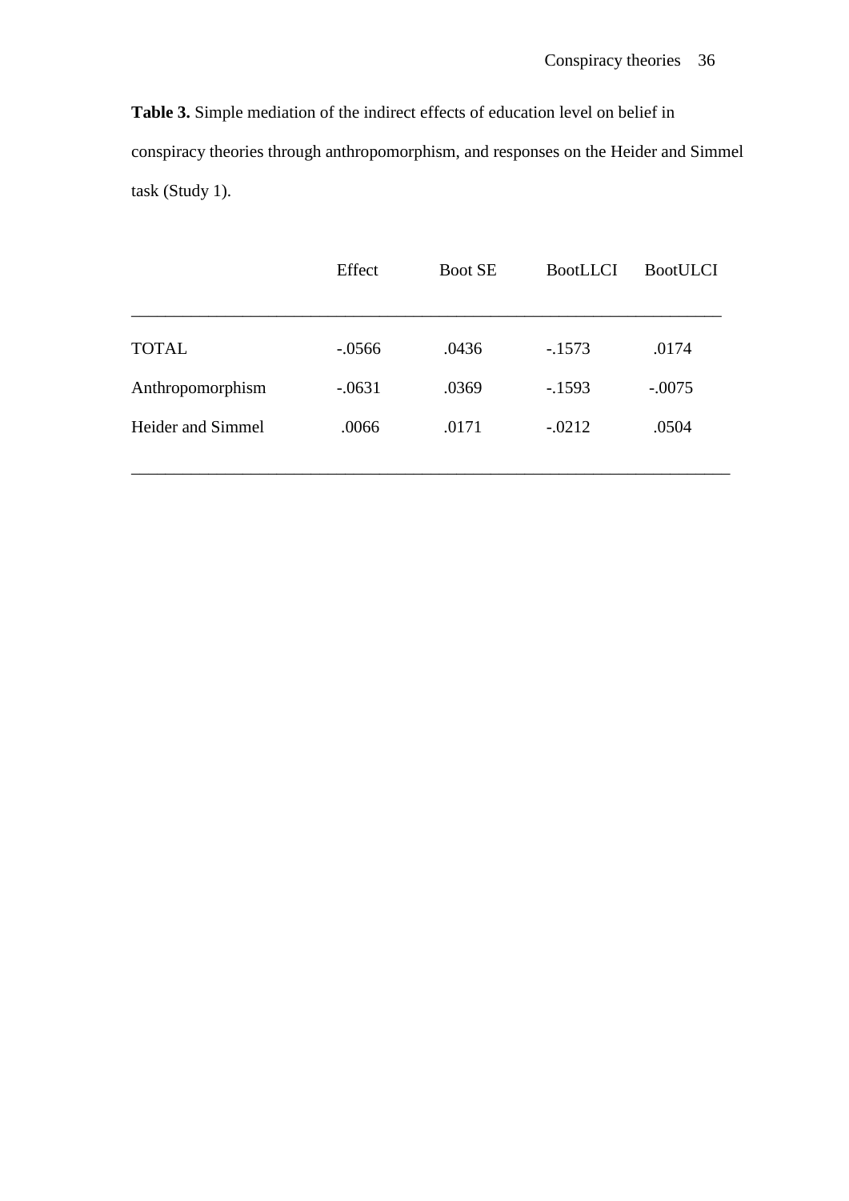**Table 3.** Simple mediation of the indirect effects of education level on belief in conspiracy theories through anthropomorphism, and responses on the Heider and Simmel task (Study 1).

| | Effect | Boot SE | BootLLCI | BootULCI |
|---|---|---|---|---|
| TOTAL | -.0566 | .0436 | -.1573 | .0174 |
| Anthropomorphism | -.0631 | .0369 | -.1593 | -.0075 |
| Heider and Simmel | .0066 | .0171 | -.0212 | .0504 |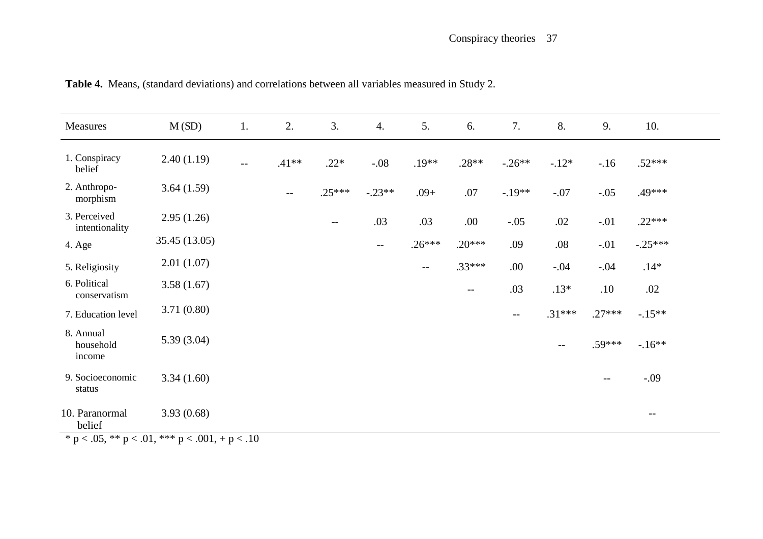**Table 4.** Means, (standard deviations) and correlations between all variables measured in Study 2.

| Measures | M (SD) | 1. | 2. | 3. | 4. | 5. | 6. | 7. | 8. | 9. | 10. |
|---|---|---|---|---|---|---|---|---|---|---|---|
| 1. Conspiracy belief | 2.40 (1.19) | -- | .41** | .22* | -.08 | .19** | .28** | -.26** | -.12* | -.16 | .52*** |
| 2. Anthropo-morphism | 3.64 (1.59) | | -- | .25*** | -.23** | .09+ | .07 | -.19** | -.07 | -.05 | .49*** |
| 3. Perceived intentionality | 2.95 (1.26) | | | -- | .03 | .03 | .00 | -.05 | .02 | -.01 | .22*** |
| 4. Age | 35.45 (13.05) | | | | -- | .26*** | .20*** | .09 | .08 | -.01 | -.25*** |
| 5. Religiosity | 2.01 (1.07) | | | | | -- | .33*** | .00 | -.04 | -.04 | .14* |
| 6. Political conservatism | 3.58 (1.67) | | | | | | -- | .03 | .13* | .10 | .02 |
| 7. Education level | 3.71 (0.80) | | | | | | | -- | .31*** | .27*** | -.15** |
| 8. Annual household income | 5.39 (3.04) | | | | | | | | -- | .59*** | -.16** |
| 9. Socioeconomic status | 3.34 (1.60) | | | | | | | | | -- | -.09 |
| 10. Paranormal belief | 3.93 (0.68) | | | | | | | | | | -- |

* $p < .05$, ** $p < .01$, *** $p < .001$, + $p < .10$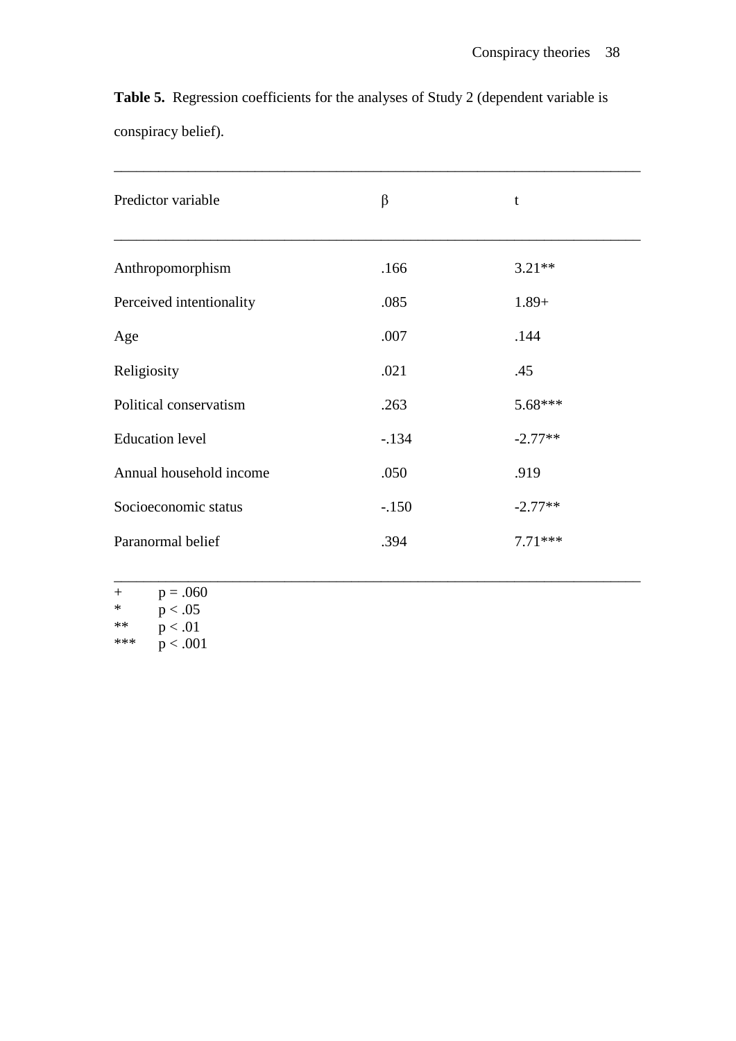**Table 5.** Regression coefficients for the analyses of Study 2 (dependent variable is conspiracy belief).

| Predictor variable | β | t |
|---|---|---|
| Anthropomorphism | .166 | 3.21** |
| Perceived intentionality | .085 | 1.89+ |
| Age | .007 | .144 |
| Religiosity | .021 | .45 |
| Political conservatism | .263 | 5.68*** |
| Education level | -.134 | -2.77** |
| Annual household income | .050 | .919 |
| Socioeconomic status | -.150 | -2.77** |
| Paranormal belief | .394 | 7.71*** |

+ $p = .060$
* $p < .05$
** $p < .01$
*** $p < .001$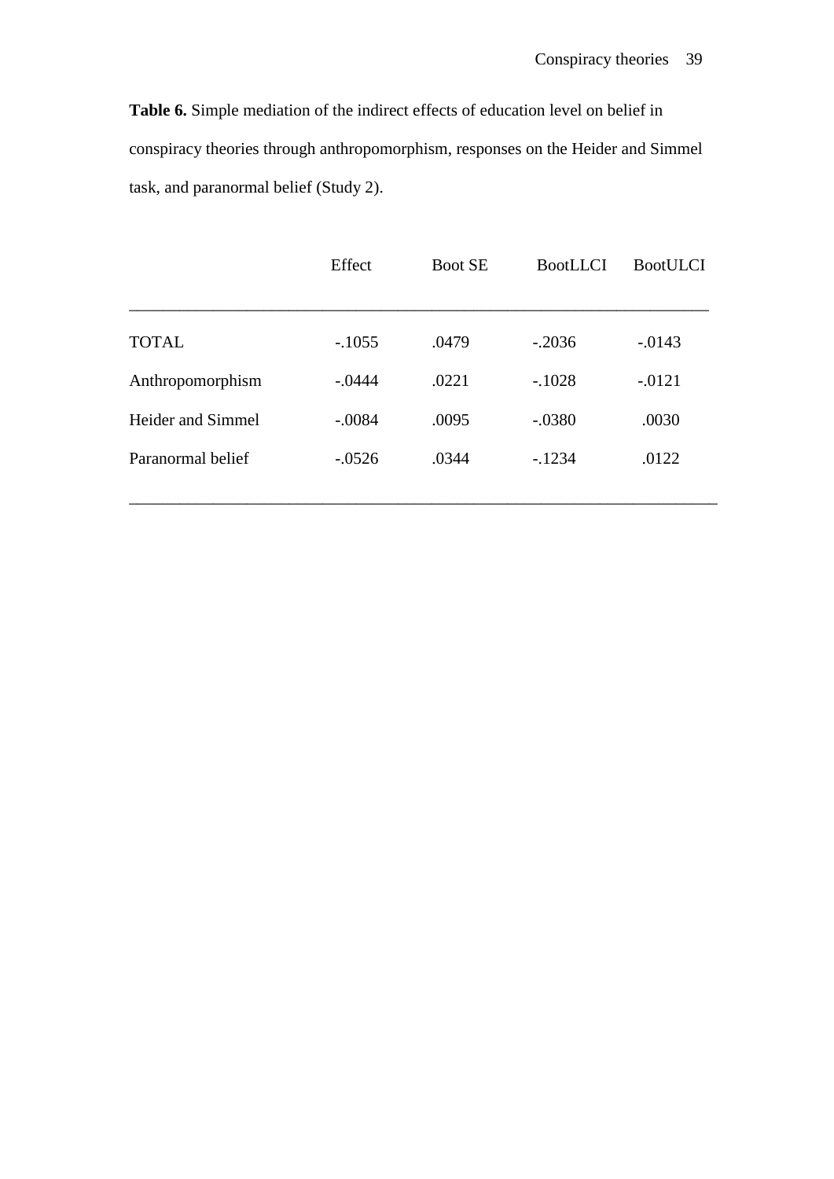**Table 6.** Simple mediation of the indirect effects of education level on belief in conspiracy theories through anthropomorphism, responses on the Heider and Simmel task, and paranormal belief (Study 2).

| | Effect | Boot SE | BootLLCI | BootULCI |
|---|---|---|---|---|
| TOTAL | -.1055 | .0479 | -.2036 | -.0143 |
| Anthropomorphism | -.0444 | .0221 | -.1028 | -.0121 |
| Heider and Simmel | -.0084 | .0095 | -.0380 | .0030 |
| Paranormal belief | -.0526 | .0344 | -.1234 | .0122 |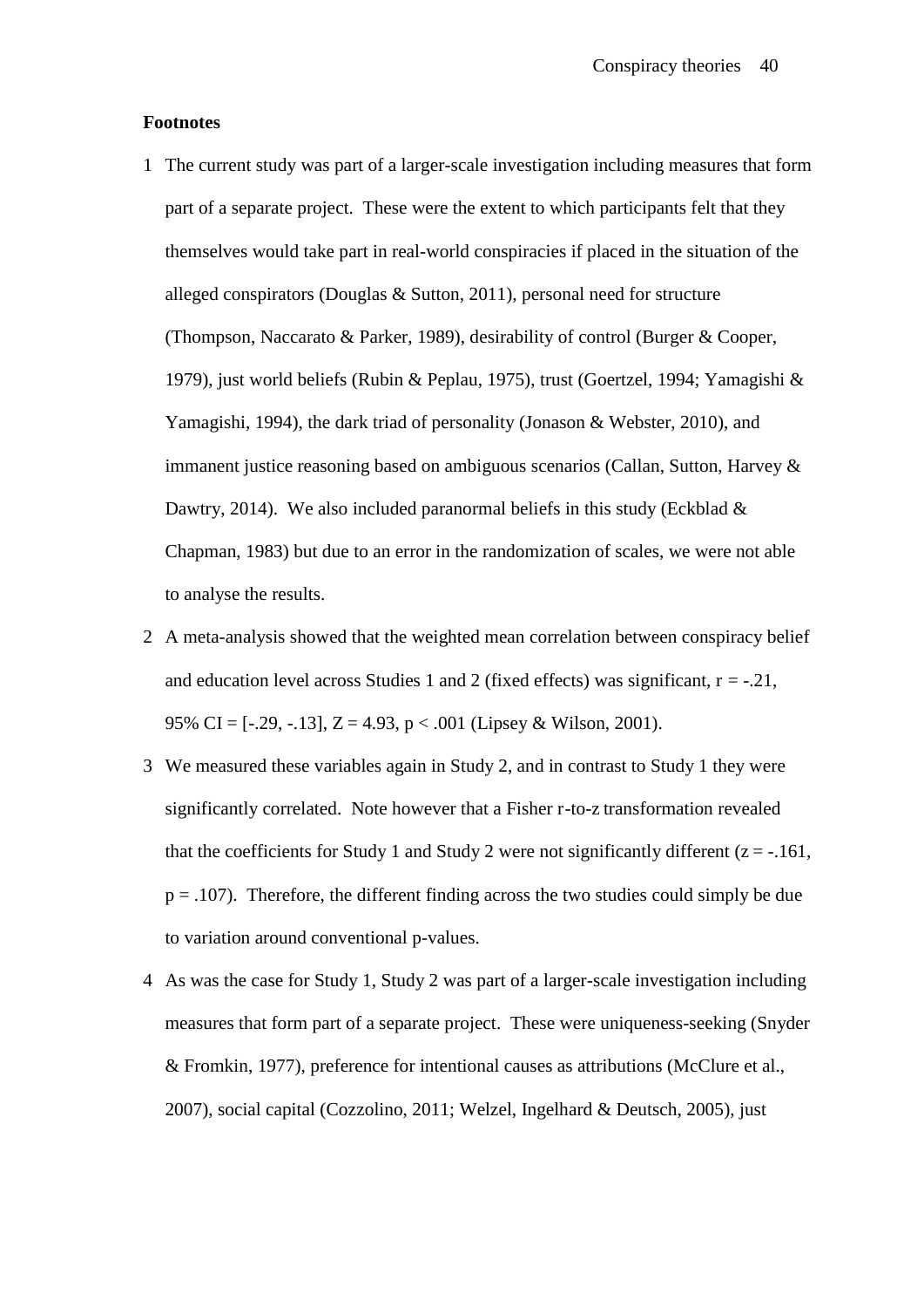**Footnotes**

1 The current study was part of a larger-scale investigation including measures that form part of a separate project. These were the extent to which participants felt that they themselves would take part in real-world conspiracies if placed in the situation of the alleged conspirators (Douglas & Sutton, 2011), personal need for structure (Thompson, Naccarato & Parker, 1989), desirability of control (Burger & Cooper, 1979), just world beliefs (Rubin & Peplau, 1975), trust (Goertzel, 1994; Yamagishi & Yamagishi, 1994), the dark triad of personality (Jonason & Webster, 2010), and immanent justice reasoning based on ambiguous scenarios (Callan, Sutton, Harvey & Dawtry, 2014). We also included paranormal beliefs in this study (Eckblad & Chapman, 1983) but due to an error in the randomization of scales, we were not able to analyse the results.

2 A meta-analysis showed that the weighted mean correlation between conspiracy belief and education level across Studies 1 and 2 (fixed effects) was significant, $r = -.21$, 95% CI = [-.29, -.13], $Z = 4.93$, $p < .001$ (Lipsey & Wilson, 2001).

3 We measured these variables again in Study 2, and in contrast to Study 1 they were significantly correlated. Note however that a Fisher r-to-z transformation revealed that the coefficients for Study 1 and Study 2 were not significantly different ($z = -.161$, $p = .107$). Therefore, the different finding across the two studies could simply be due to variation around conventional p-values.

4 As was the case for Study 1, Study 2 was part of a larger-scale investigation including measures that form part of a separate project. These were uniqueness-seeking (Snyder & Fromkin, 1977), preference for intentional causes as attributions (McClure et al., 2007), social capital (Cozzolino, 2011; Welzel, Ingelhard & Deutsch, 2005), just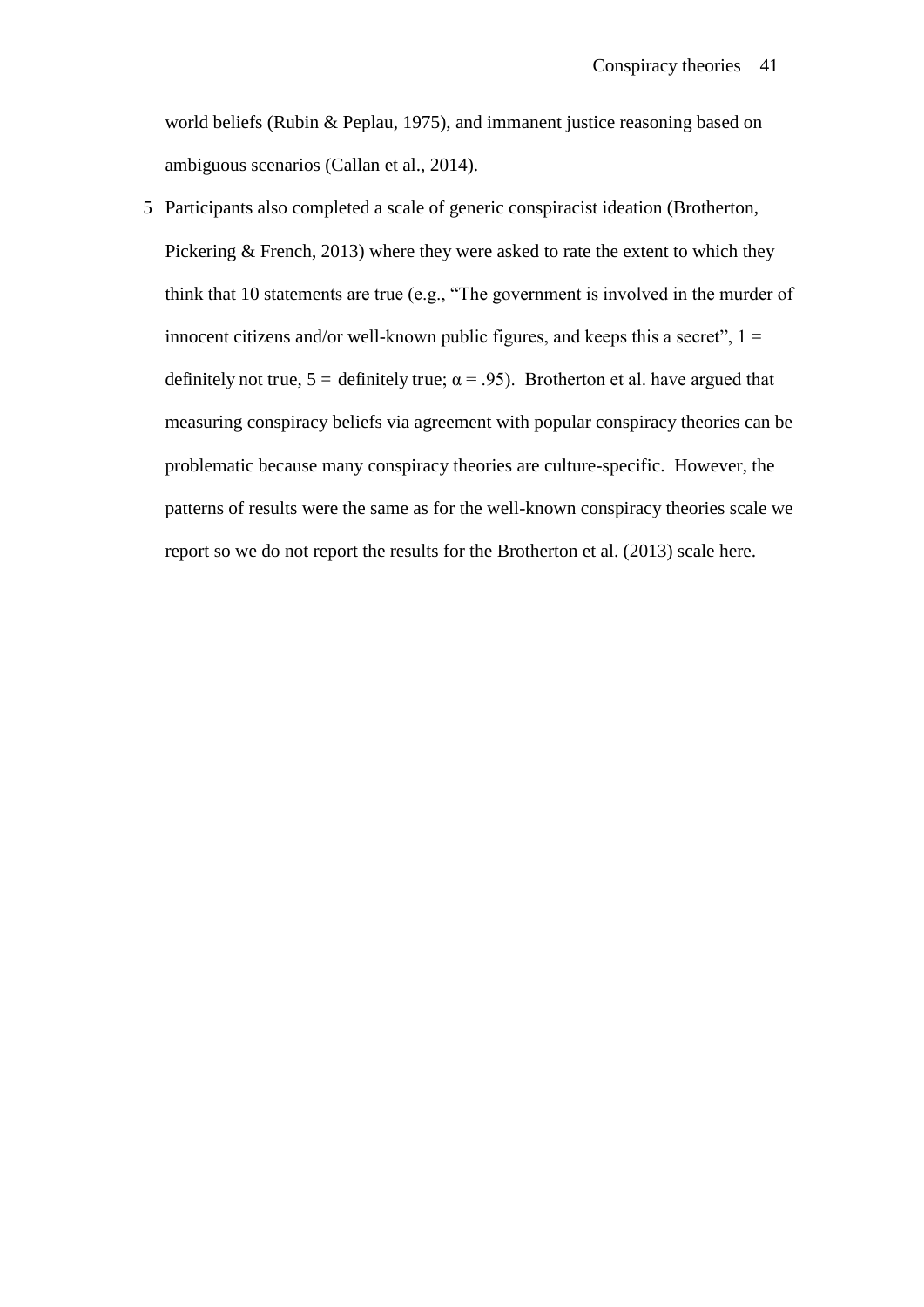world beliefs (Rubin & Peplau, 1975), and immanent justice reasoning based on ambiguous scenarios (Callan et al., 2014).

5 Participants also completed a scale of generic conspiracist ideation (Brotherton, Pickering & French, 2013) where they were asked to rate the extent to which they think that 10 statements are true (e.g., "The government is involved in the murder of innocent citizens and/or well-known public figures, and keeps this a secret", 1 = definitely not true, 5 = definitely true; $\alpha = .95$). Brotherton et al. have argued that measuring conspiracy beliefs via agreement with popular conspiracy theories can be problematic because many conspiracy theories are culture-specific. However, the patterns of results were the same as for the well-known conspiracy theories scale we report so we do not report the results for the Brotherton et al. (2013) scale here.